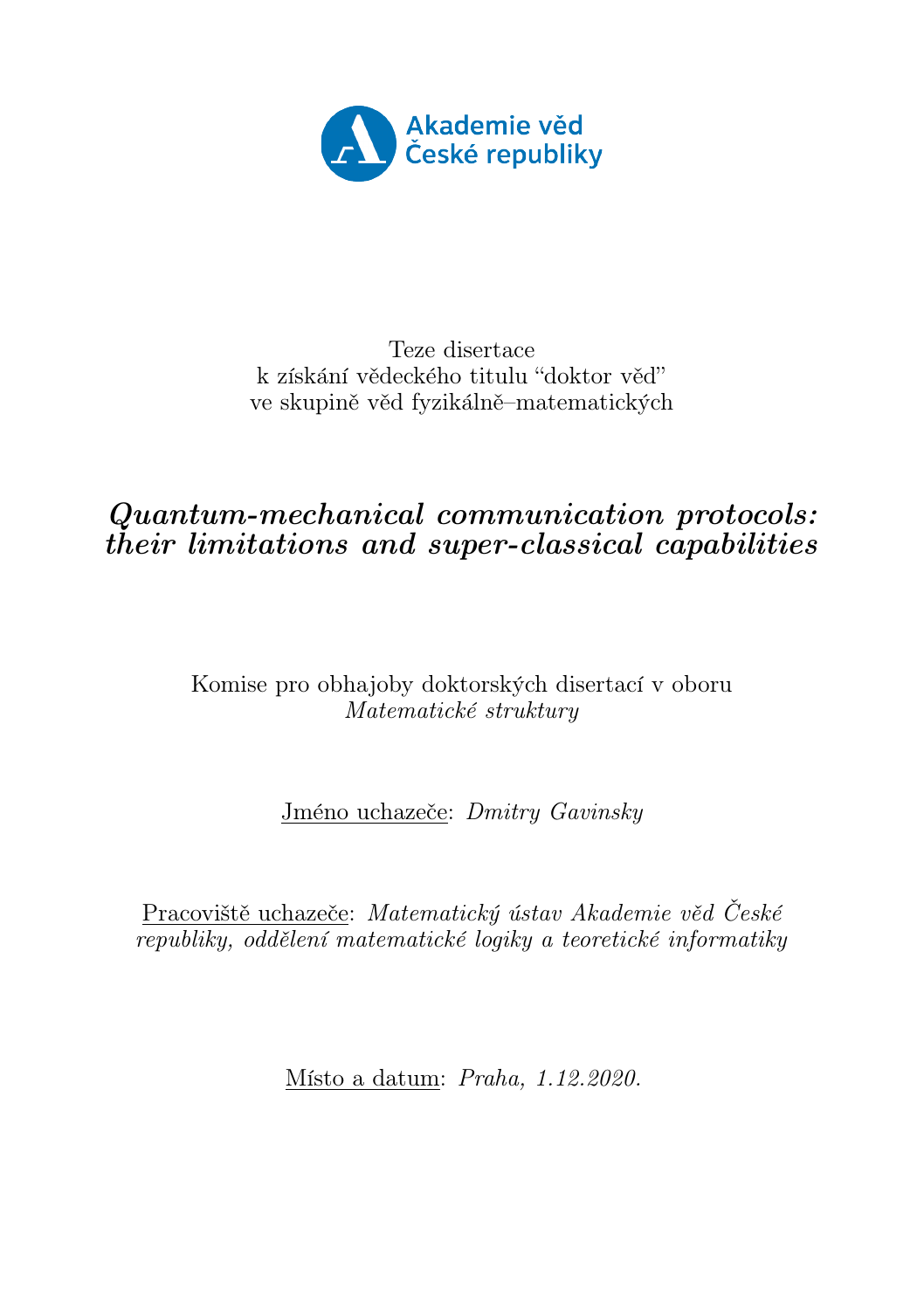Akademie věd
České republiky

Teze disertace
k získání vědeckého titulu “doktor věd”
ve skupině věd fyzikálně–matematických

# *Quantum-mechanical communication protocols: their limitations and super-classical capabilities*

Komise pro obhajoby doktorských disertací v oboru
*Matematické struktury*

Jméno uchazeče: *Dmitry Gavinsky*

Pracoviště uchazeče: *Matematický ústav Akademie věd České republiky, oddělení matematické logiky a teoretické informatiky*

Místo a datum: *Praha, 1.12.2020.*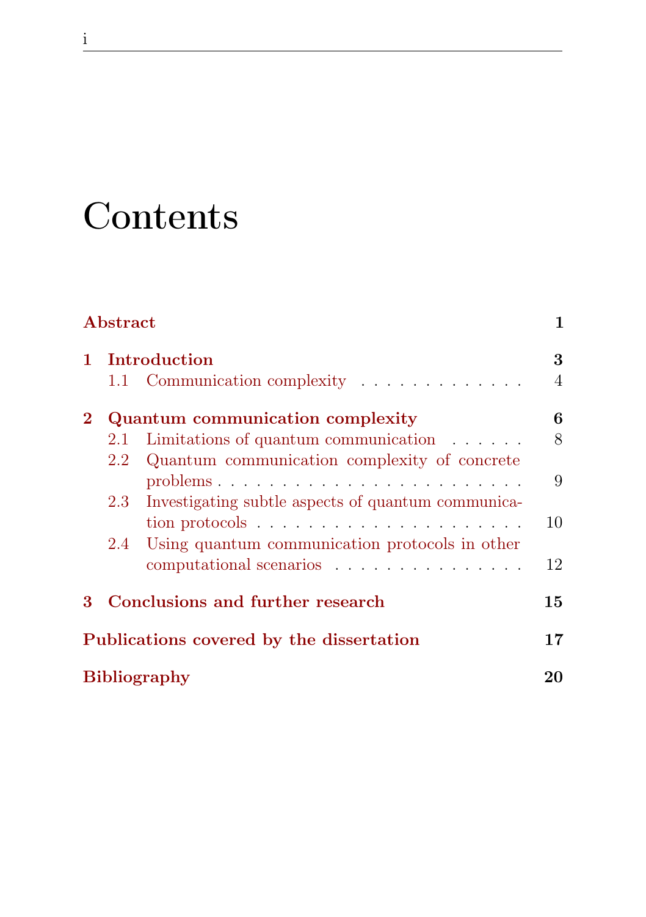# Contents

**Abstract** **1**

**1 Introduction** **3**

1.1 Communication complexity . . . . . . . . . . . . . . 4

**2 Quantum communication complexity** **6**

2.1 Limitations of quantum communication . . . . . . . 8

2.2 Quantum communication complexity of concrete problems . . . . . . . . . . . . . . . . . . . . . . . . . 9

2.3 Investigating subtle aspects of quantum communication protocols . . . . . . . . . . . . . . . . . . . . . . 10

2.4 Using quantum communication protocols in other computational scenarios . . . . . . . . . . . . . . . . 12

**3 Conclusions and further research** **15**

**Publications covered by the dissertation** **17**

**Bibliography** **20**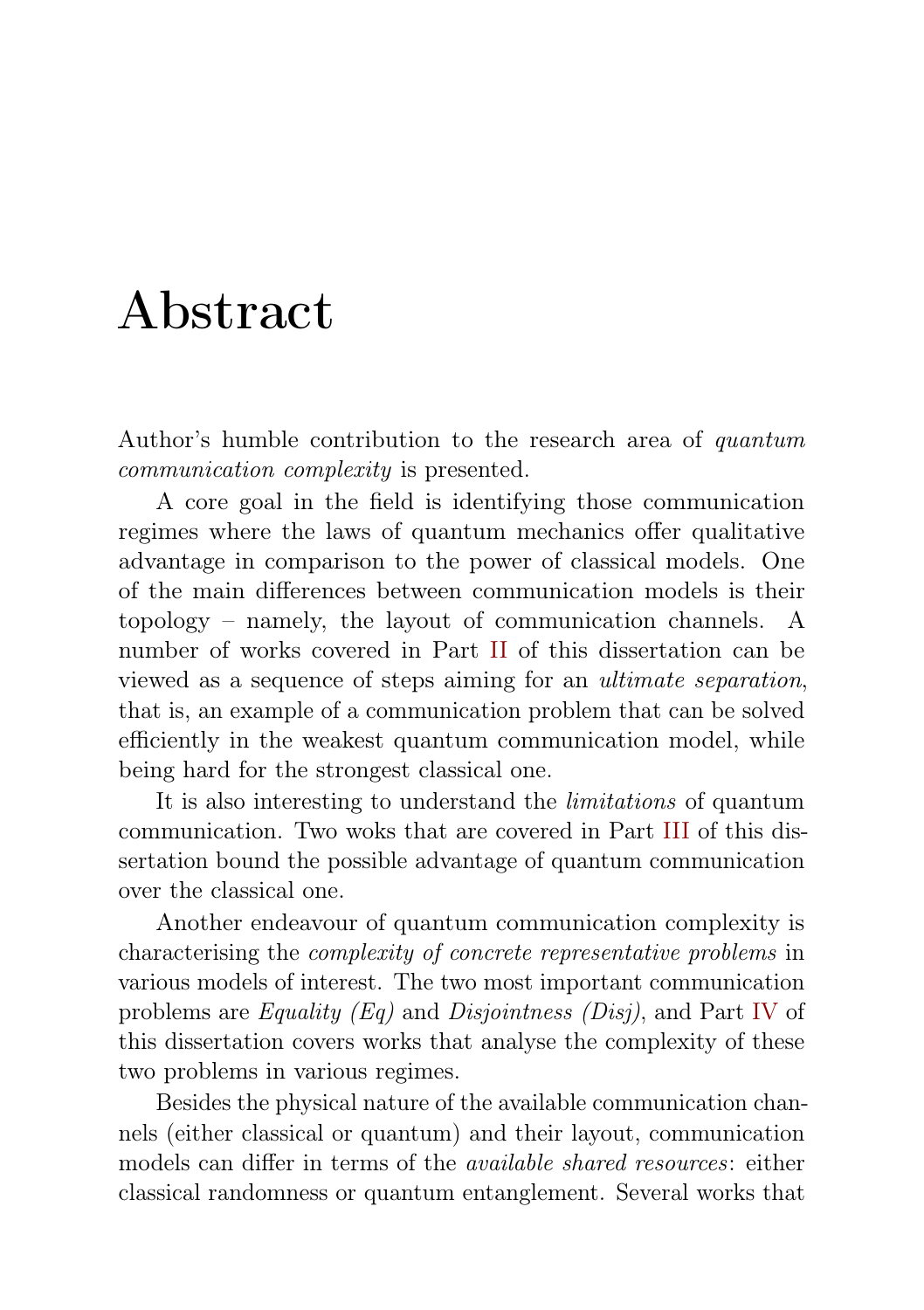# Abstract

Author's humble contribution to the research area of *quantum communication complexity* is presented.

A core goal in the field is identifying those communication regimes where the laws of quantum mechanics offer qualitative advantage in comparison to the power of classical models. One of the main differences between communication models is their topology – namely, the layout of communication channels. A number of works covered in Part II of this dissertation can be viewed as a sequence of steps aiming for an *ultimate separation*, that is, an example of a communication problem that can be solved efficiently in the weakest quantum communication model, while being hard for the strongest classical one.

It is also interesting to understand the *limitations* of quantum communication. Two woks that are covered in Part III of this dissertation bound the possible advantage of quantum communication over the classical one.

Another endeavour of quantum communication complexity is characterising the *complexity of concrete representative problems* in various models of interest. The two most important communication problems are *Equality (Eq)* and *Disjointness (Disj)*, and Part IV of this dissertation covers works that analyse the complexity of these two problems in various regimes.

Besides the physical nature of the available communication channels (either classical or quantum) and their layout, communication models can differ in terms of the *available shared resources*: either classical randomness or quantum entanglement. Several works that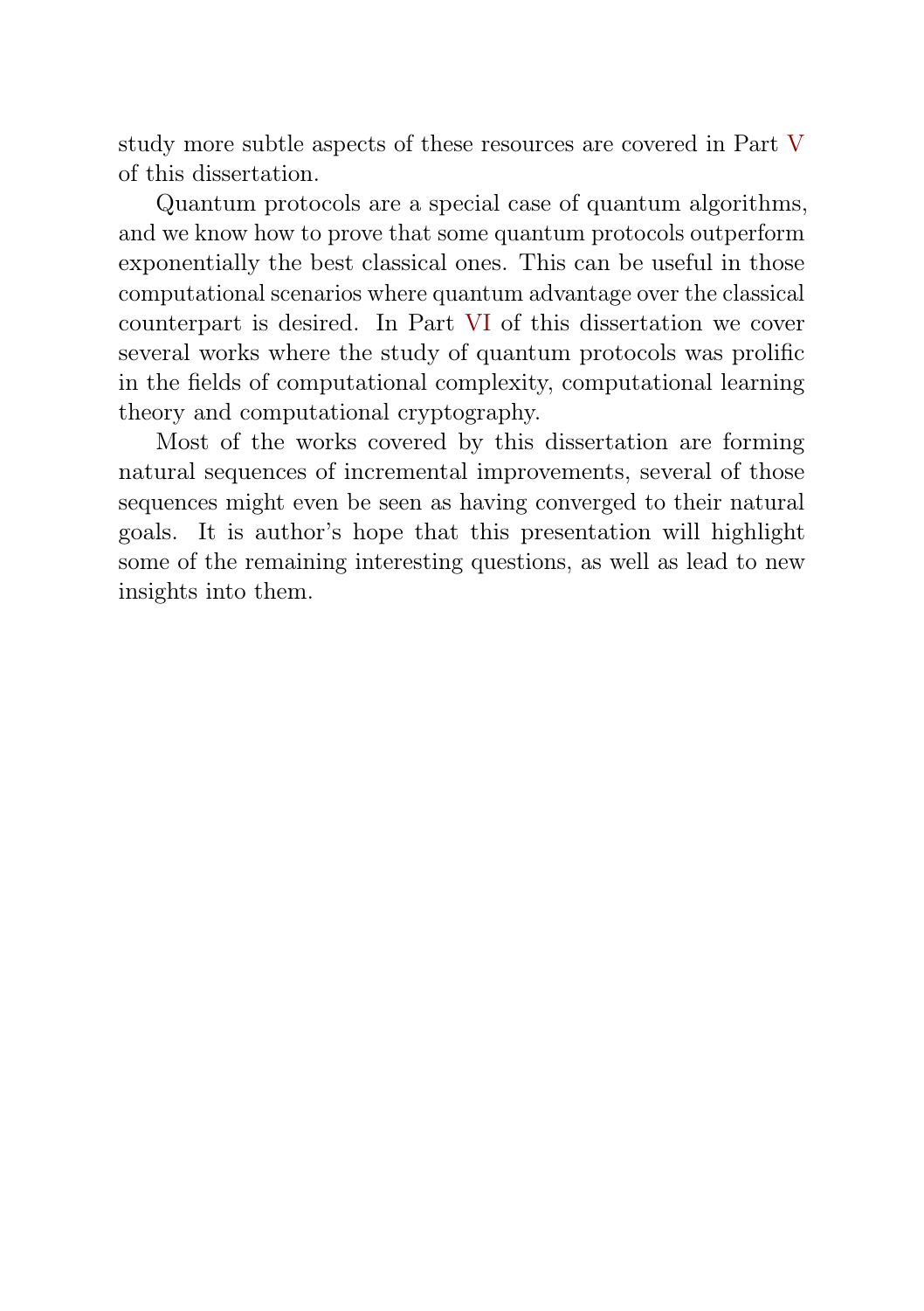study more subtle aspects of these resources are covered in Part V of this dissertation.

Quantum protocols are a special case of quantum algorithms, and we know how to prove that some quantum protocols outperform exponentially the best classical ones. This can be useful in those computational scenarios where quantum advantage over the classical counterpart is desired. In Part VI of this dissertation we cover several works where the study of quantum protocols was prolific in the fields of computational complexity, computational learning theory and computational cryptography.

Most of the works covered by this dissertation are forming natural sequences of incremental improvements, several of those sequences might even be seen as having converged to their natural goals. It is author's hope that this presentation will highlight some of the remaining interesting questions, as well as lead to new insights into them.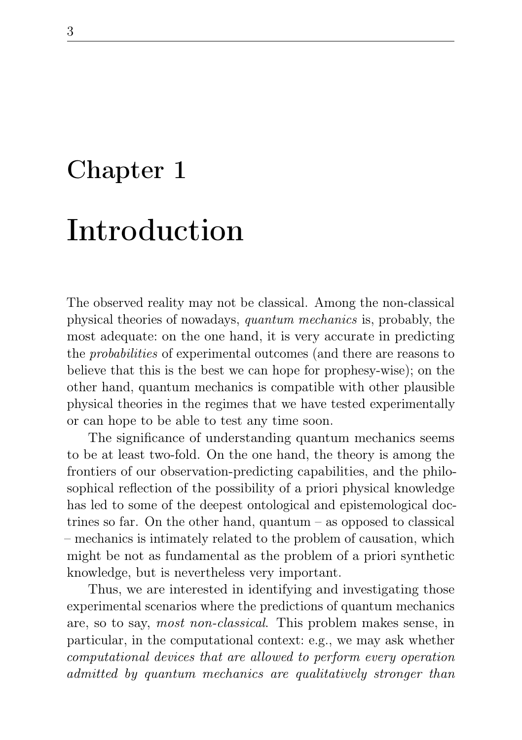# Chapter 1

# Introduction

The observed reality may not be classical. Among the non-classical physical theories of nowadays, *quantum mechanics* is, probably, the most adequate: on the one hand, it is very accurate in predicting the *probabilities* of experimental outcomes (and there are reasons to believe that this is the best we can hope for prophesy-wise); on the other hand, quantum mechanics is compatible with other plausible physical theories in the regimes that we have tested experimentally or can hope to be able to test any time soon.

The significance of understanding quantum mechanics seems to be at least two-fold. On the one hand, the theory is among the frontiers of our observation-predicting capabilities, and the philosophical reflection of the possibility of a priori physical knowledge has led to some of the deepest ontological and epistemological doctrines so far. On the other hand, quantum – as opposed to classical – mechanics is intimately related to the problem of causation, which might be not as fundamental as the problem of a priori synthetic knowledge, but is nevertheless very important.

Thus, we are interested in identifying and investigating those experimental scenarios where the predictions of quantum mechanics are, so to say, *most non-classical*. This problem makes sense, in particular, in the computational context: e.g., we may ask whether *computational devices that are allowed to perform every operation admitted by quantum mechanics are qualitatively stronger than*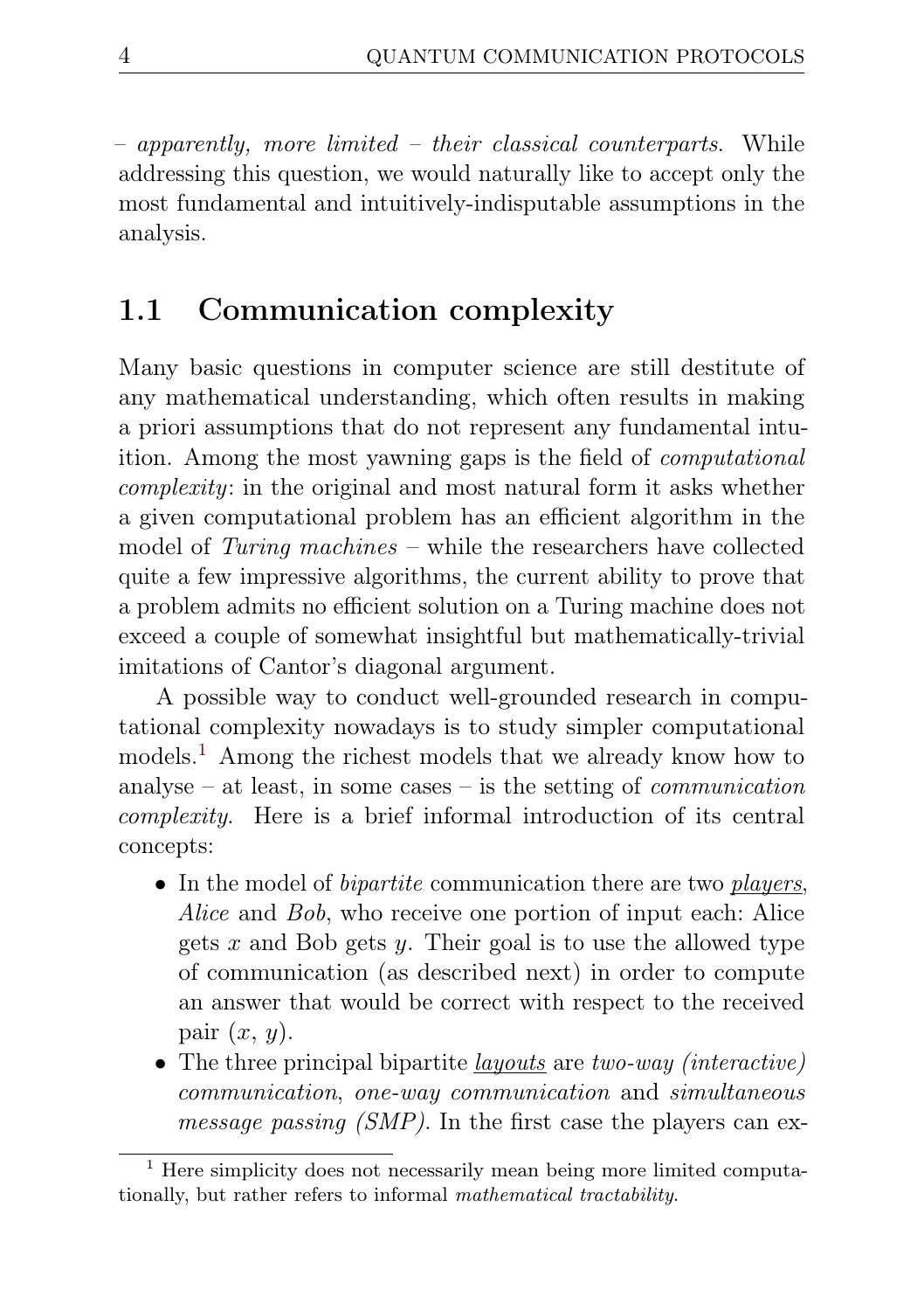– *apparently, more limited – their classical counterparts*. While addressing this question, we would naturally like to accept only the most fundamental and intuitively-indisputable assumptions in the analysis.

## 1.1 Communication complexity

Many basic questions in computer science are still destitute of any mathematical understanding, which often results in making a priori assumptions that do not represent any fundamental intuition. Among the most yawning gaps is the field of *computational complexity*: in the original and most natural form it asks whether a given computational problem has an efficient algorithm in the model of *Turing machines* – while the researchers have collected quite a few impressive algorithms, the current ability to prove that a problem admits no efficient solution on a Turing machine does not exceed a couple of somewhat insightful but mathematically-trivial imitations of Cantor's diagonal argument.

A possible way to conduct well-grounded research in computational complexity nowadays is to study simpler computational models.[1] Among the richest models that we already know how to analyse – at least, in some cases – is the setting of *communication complexity*. Here is a brief informal introduction of its central concepts:

- In the model of *bipartite* communication there are two <u>*players*</u>, *Alice* and *Bob*, who receive one portion of input each: Alice gets $x$ and Bob gets $y$. Their goal is to use the allowed type of communication (as described next) in order to compute an answer that would be correct with respect to the received pair $(x, y)$.
- The three principal bipartite <u>*layouts*</u> are *two-way (interactive) communication*, *one-way communication* and *simultaneous message passing (SMP)*. In the first case the players can ex-

[1] Here simplicity does not necessarily mean being more limited computationally, but rather refers to informal *mathematical tractability*.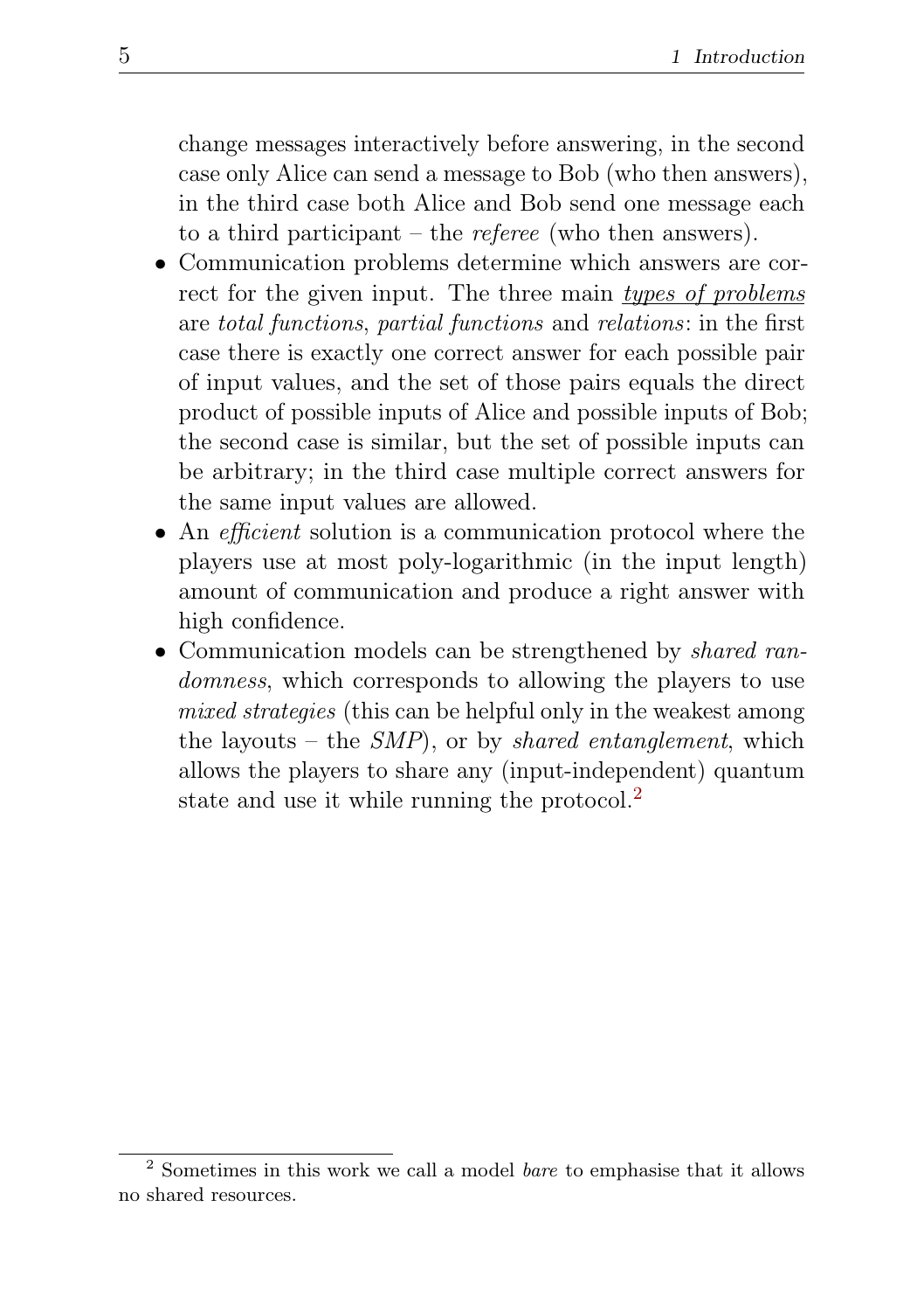change messages interactively before answering, in the second case only Alice can send a message to Bob (who then answers), in the third case both Alice and Bob send one message each to a third participant – the *referee* (who then answers).

- Communication problems determine which answers are correct for the given input. The three main <u>*types of problems*</u> are *total functions*, *partial functions* and *relations*: in the first case there is exactly one correct answer for each possible pair of input values, and the set of those pairs equals the direct product of possible inputs of Alice and possible inputs of Bob; the second case is similar, but the set of possible inputs can be arbitrary; in the third case multiple correct answers for the same input values are allowed.
- An *efficient* solution is a communication protocol where the players use at most poly-logarithmic (in the input length) amount of communication and produce a right answer with high confidence.
- Communication models can be strengthened by *shared randomness*, which corresponds to allowing the players to use *mixed strategies* (this can be helpful only in the weakest among the layouts – the *SMP*), or by *shared entanglement*, which allows the players to share any (input-independent) quantum state and use it while running the protocol.[2]

[2] Sometimes in this work we call a model *bare* to emphasise that it allows no shared resources.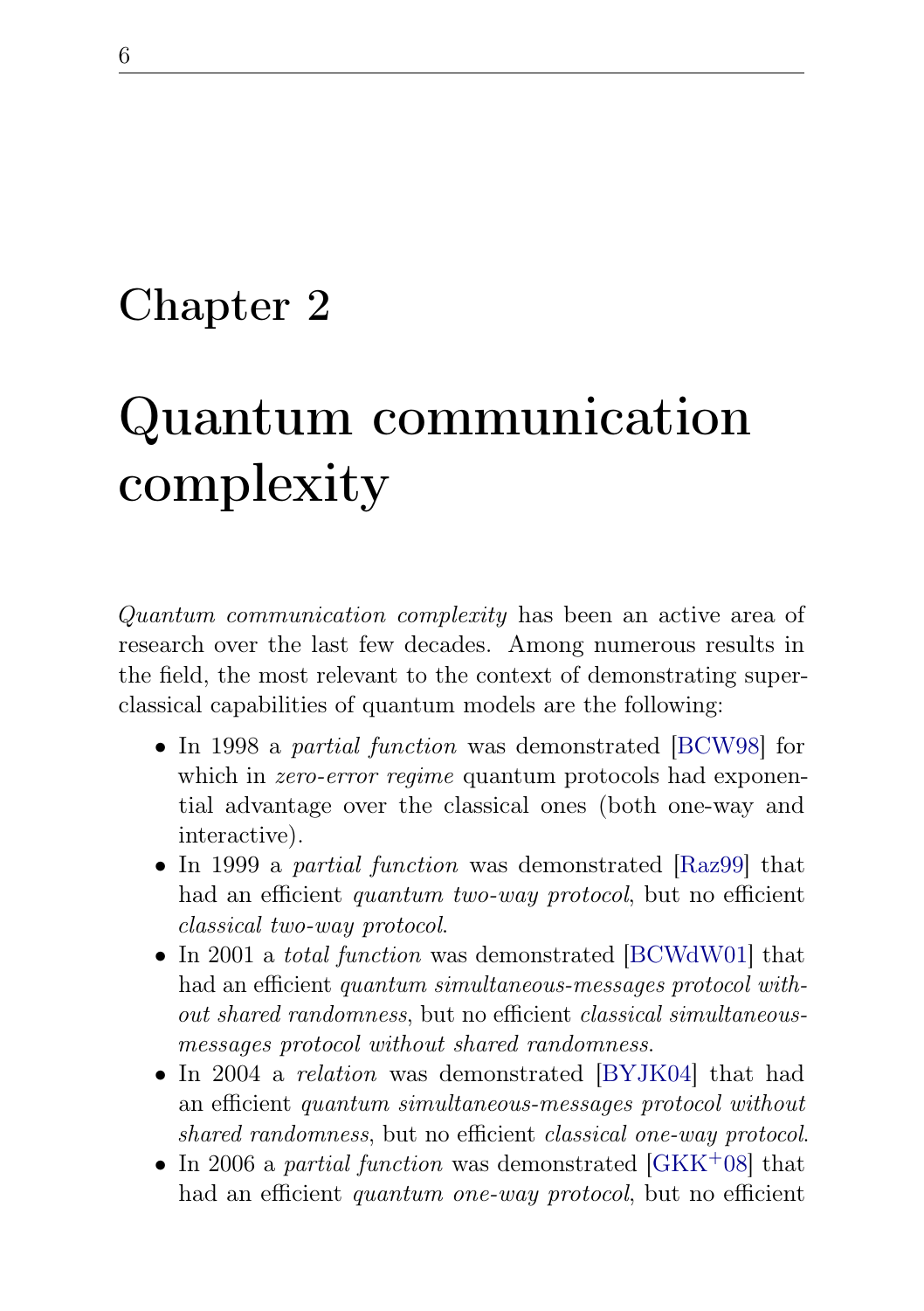# Chapter 2

# Quantum communication complexity

*Quantum communication complexity* has been an active area of research over the last few decades. Among numerous results in the field, the most relevant to the context of demonstrating super-classical capabilities of quantum models are the following:

- In 1998 a *partial function* was demonstrated [BCW98] for which in *zero-error regime* quantum protocols had exponential advantage over the classical ones (both one-way and interactive).
- In 1999 a *partial function* was demonstrated [Raz99] that had an efficient *quantum two-way protocol*, but no efficient *classical two-way protocol*.
- In 2001 a *total function* was demonstrated [BCWdW01] that had an efficient *quantum simultaneous-messages protocol without shared randomness*, but no efficient *classical simultaneous-messages protocol without shared randomness*.
- In 2004 a *relation* was demonstrated [BYJK04] that had an efficient *quantum simultaneous-messages protocol without shared randomness*, but no efficient *classical one-way protocol*.
- In 2006 a *partial function* was demonstrated [GKK+08] that had an efficient *quantum one-way protocol*, but no efficient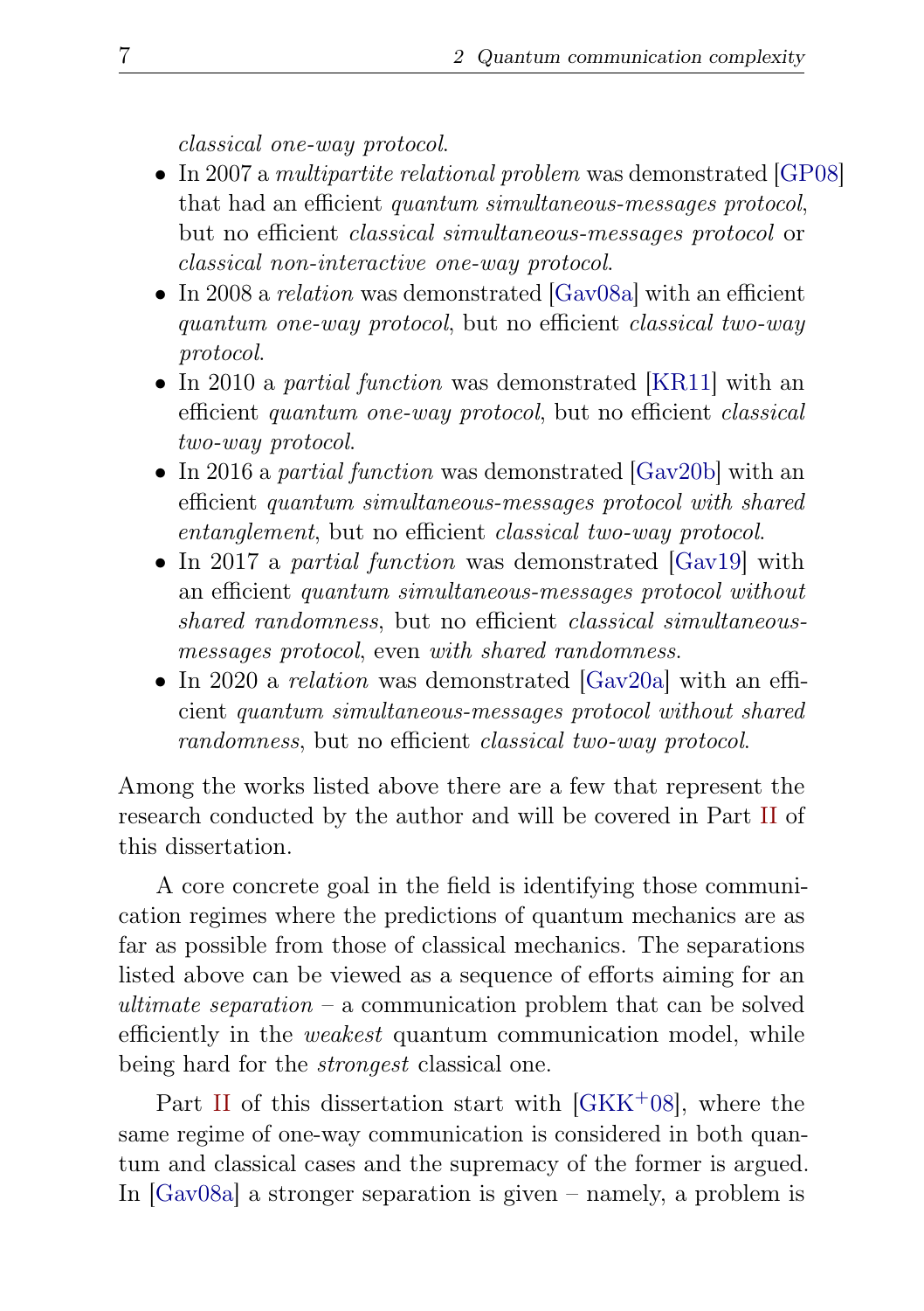*classical one-way protocol*.

- In 2007 a *multipartite relational problem* was demonstrated [GP08] that had an efficient *quantum simultaneous-messages protocol*, but no efficient *classical simultaneous-messages protocol* or *classical non-interactive one-way protocol*.
- In 2008 a *relation* was demonstrated [Gav08a] with an efficient *quantum one-way protocol*, but no efficient *classical two-way protocol*.
- In 2010 a *partial function* was demonstrated [KR11] with an efficient *quantum one-way protocol*, but no efficient *classical two-way protocol*.
- In 2016 a *partial function* was demonstrated [Gav20b] with an efficient *quantum simultaneous-messages protocol with shared entanglement*, but no efficient *classical two-way protocol*.
- In 2017 a *partial function* was demonstrated [Gav19] with an efficient *quantum simultaneous-messages protocol without shared randomness*, but no efficient *classical simultaneous-messages protocol*, even *with shared randomness*.
- In 2020 a *relation* was demonstrated [Gav20a] with an efficient *quantum simultaneous-messages protocol without shared randomness*, but no efficient *classical two-way protocol*.

Among the works listed above there are a few that represent the research conducted by the author and will be covered in Part II of this dissertation.

A core concrete goal in the field is identifying those communication regimes where the predictions of quantum mechanics are as far as possible from those of classical mechanics. The separations listed above can be viewed as a sequence of efforts aiming for an *ultimate separation* – a communication problem that can be solved efficiently in the *weakest* quantum communication model, while being hard for the *strongest* classical one.

Part II of this dissertation start with [GKK+08], where the same regime of one-way communication is considered in both quantum and classical cases and the supremacy of the former is argued. In [Gav08a] a stronger separation is given – namely, a problem is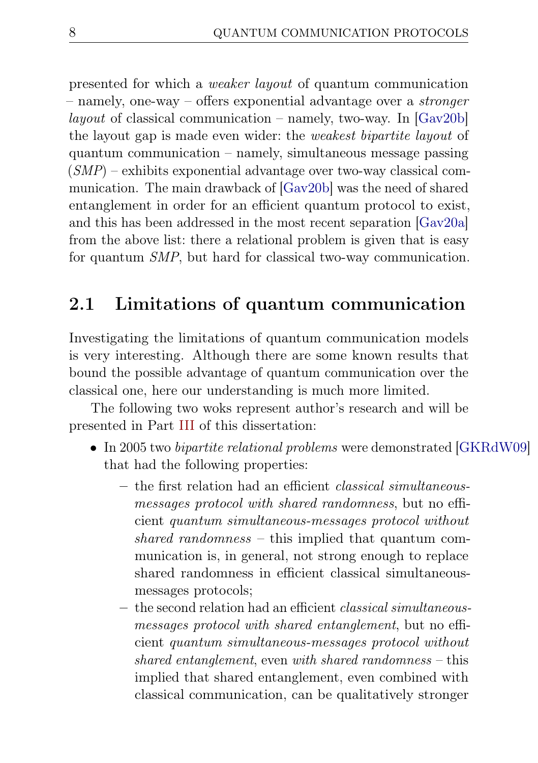presented for which a *weaker layout* of quantum communication – namely, one-way – offers exponential advantage over a *stronger layout* of classical communication – namely, two-way. In [Gav20b] the layout gap is made even wider: the *weakest bipartite layout* of quantum communication – namely, simultaneous message passing (*SMP*) – exhibits exponential advantage over two-way classical communication. The main drawback of [Gav20b] was the need of shared entanglement in order for an efficient quantum protocol to exist, and this has been addressed in the most recent separation [Gav20a] from the above list: there a relational problem is given that is easy for quantum *SMP*, but hard for classical two-way communication.

## 2.1 Limitations of quantum communication

Investigating the limitations of quantum communication models is very interesting. Although there are some known results that bound the possible advantage of quantum communication over the classical one, here our understanding is much more limited.

The following two woks represent author's research and will be presented in Part III of this dissertation:

- In 2005 two *bipartite relational problems* were demonstrated [GKRdW09] that had the following properties:
  - the first relation had an efficient *classical simultaneous-messages protocol with shared randomness*, but no efficient *quantum simultaneous-messages protocol without shared randomness* – this implied that quantum communication is, in general, not strong enough to replace shared randomness in efficient classical simultaneous-messages protocols;
  - the second relation had an efficient *classical simultaneous-messages protocol with shared entanglement*, but no efficient *quantum simultaneous-messages protocol without shared entanglement*, even *with shared randomness* – this implied that shared entanglement, even combined with classical communication, can be qualitatively stronger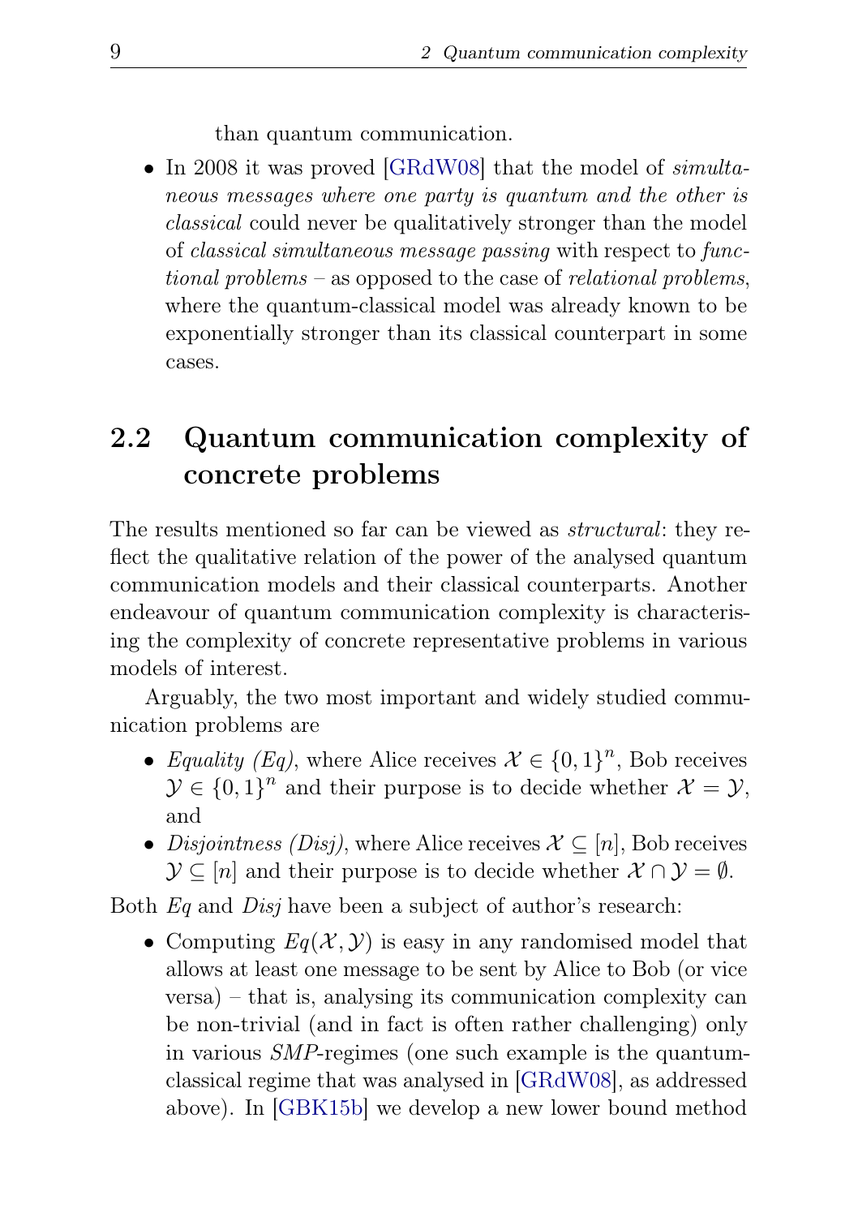than quantum communication.

- In 2008 it was proved [GRdW08] that the model of *simultaneous messages where one party is quantum and the other is classical* could never be qualitatively stronger than the model of *classical simultaneous message passing* with respect to *functional problems* – as opposed to the case of *relational problems*, where the quantum-classical model was already known to be exponentially stronger than its classical counterpart in some cases.

## 2.2 Quantum communication complexity of concrete problems

The results mentioned so far can be viewed as *structural*: they reflect the qualitative relation of the power of the analysed quantum communication models and their classical counterparts. Another endeavour of quantum communication complexity is characterising the complexity of concrete representative problems in various models of interest.

Arguably, the two most important and widely studied communication problems are

- *Equality (Eq)*, where Alice receives $\mathcal{X} \in \{0,1\}^n$, Bob receives $\mathcal{Y} \in \{0,1\}^n$ and their purpose is to decide whether $\mathcal{X} = \mathcal{Y}$, and
- *Disjointness (Disj)*, where Alice receives $\mathcal{X} \subseteq [n]$, Bob receives $\mathcal{Y} \subseteq [n]$ and their purpose is to decide whether $\mathcal{X} \cap \mathcal{Y} = \emptyset$.

Both *Eq* and *Disj* have been a subject of author's research:

- Computing $Eq(\mathcal{X}, \mathcal{Y})$ is easy in any randomised model that allows at least one message to be sent by Alice to Bob (or vice versa) – that is, analysing its communication complexity can be non-trivial (and in fact is often rather challenging) only in various *SMP*-regimes (one such example is the quantum-classical regime that was analysed in [GRdW08], as addressed above). In [GBK15b] we develop a new lower bound method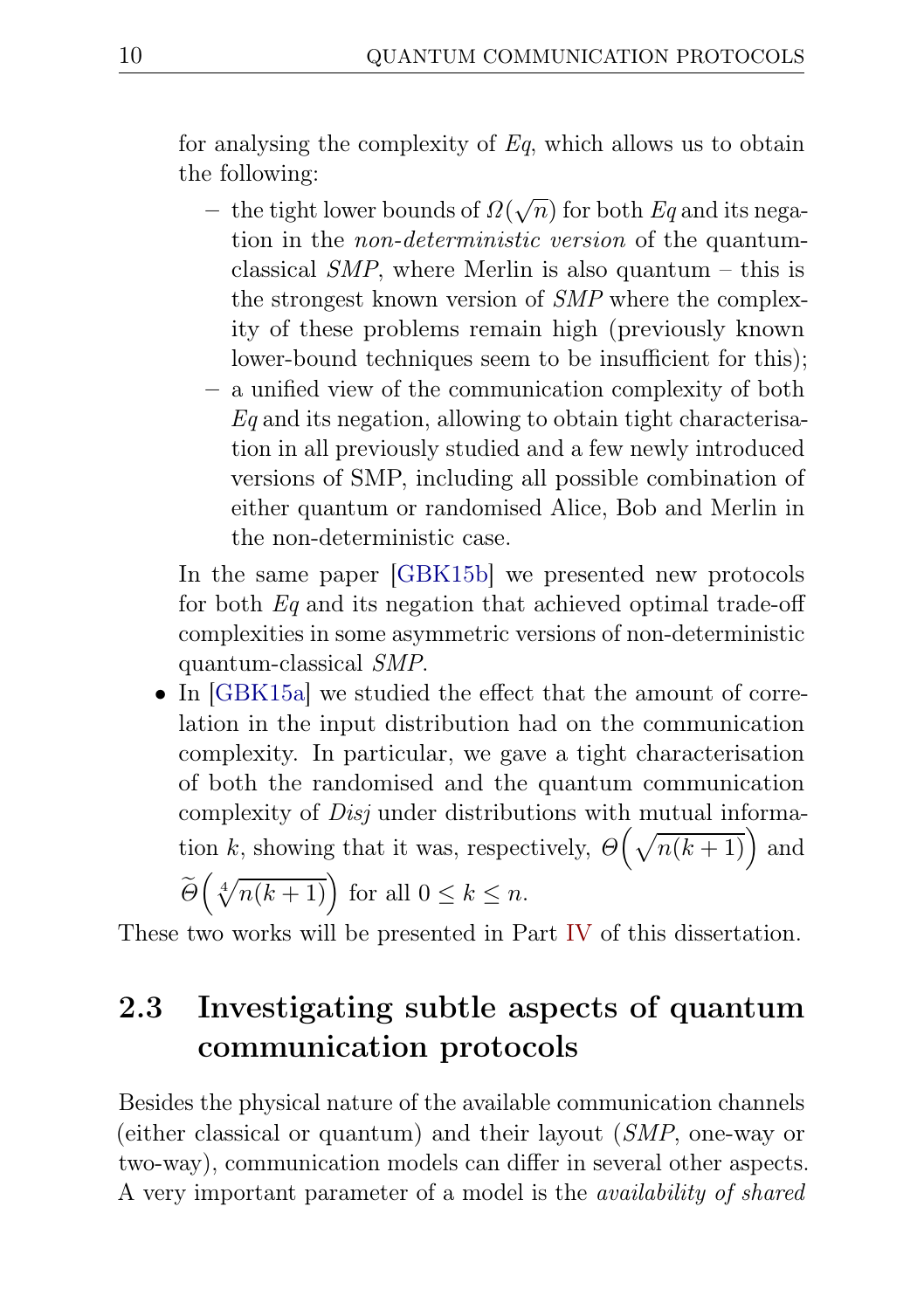for analysing the complexity of *Eq*, which allows us to obtain the following:

  - the tight lower bounds of $\Omega(\sqrt{n})$ for both *Eq* and its negation in the *non-deterministic version* of the quantum-classical *SMP*, where Merlin is also quantum – this is the strongest known version of *SMP* where the complexity of these problems remain high (previously known lower-bound techniques seem to be insufficient for this);
  - a unified view of the communication complexity of both *Eq* and its negation, allowing to obtain tight characterisation in all previously studied and a few newly introduced versions of SMP, including all possible combination of either quantum or randomised Alice, Bob and Merlin in the non-deterministic case.

  In the same paper [GBK15b] we presented new protocols for both *Eq* and its negation that achieved optimal trade-off complexities in some asymmetric versions of non-deterministic quantum-classical *SMP*.

- In [GBK15a] we studied the effect that the amount of correlation in the input distribution had on the communication complexity. In particular, we gave a tight characterisation of both the randomised and the quantum communication complexity of *Disj* under distributions with mutual information $k$, showing that it was, respectively, $\Theta\left(\sqrt{n(k+1)}\right)$ and $\widetilde{\Theta}\left(\sqrt[4]{n(k+1)}\right)$ for all $0 \leq k \leq n$.

These two works will be presented in Part IV of this dissertation.

## 2.3 Investigating subtle aspects of quantum communication protocols

Besides the physical nature of the available communication channels (either classical or quantum) and their layout (*SMP*, one-way or two-way), communication models can differ in several other aspects. A very important parameter of a model is the *availability of shared*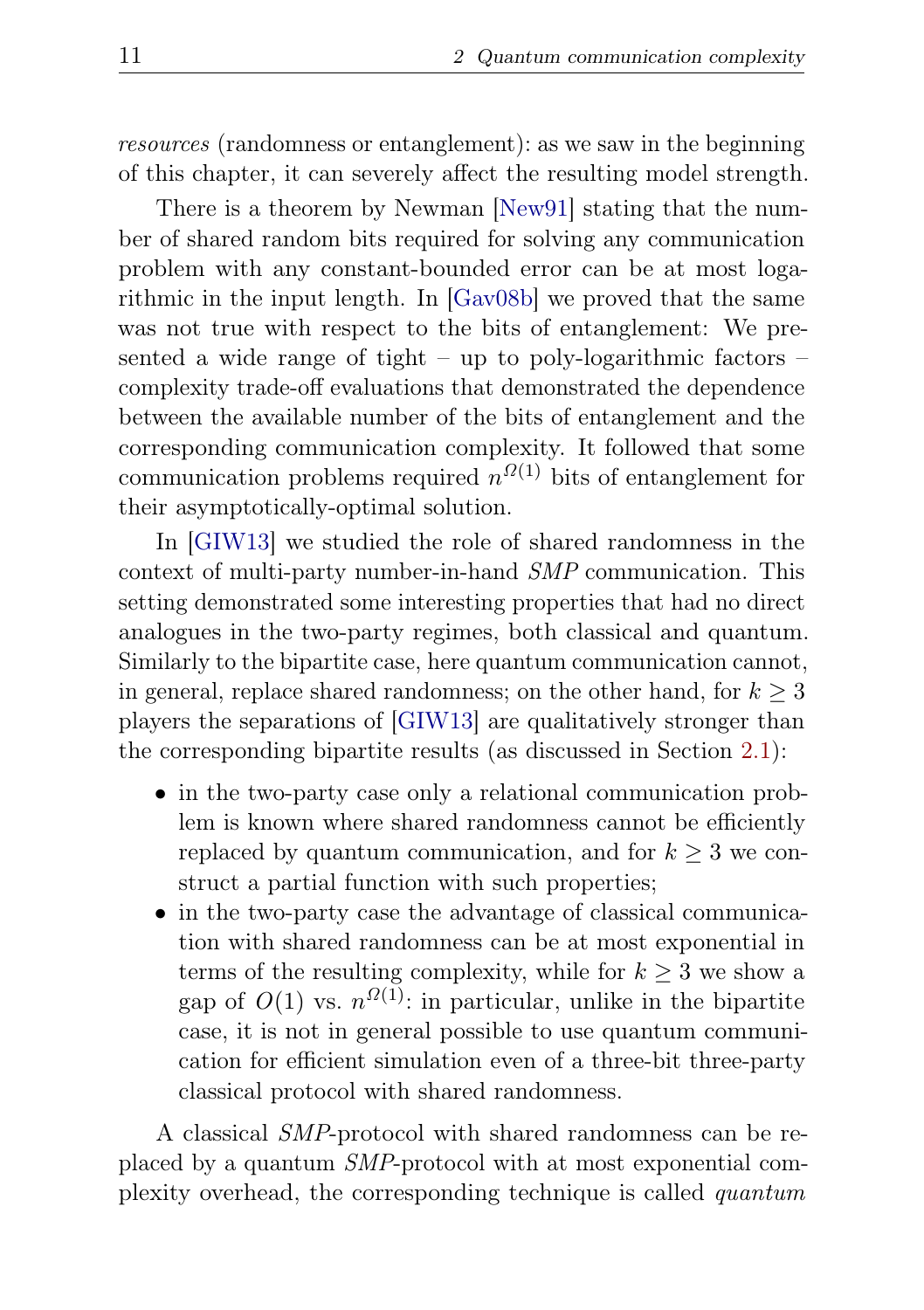*resources* (randomness or entanglement): as we saw in the beginning of this chapter, it can severely affect the resulting model strength.

There is a theorem by Newman [New91] stating that the number of shared random bits required for solving any communication problem with any constant-bounded error can be at most logarithmic in the input length. In [Gav08b] we proved that the same was not true with respect to the bits of entanglement: We presented a wide range of tight – up to poly-logarithmic factors – complexity trade-off evaluations that demonstrated the dependence between the available number of the bits of entanglement and the corresponding communication complexity. It followed that some communication problems required $n^{\Omega(1)}$ bits of entanglement for their asymptotically-optimal solution.

In [GIW13] we studied the role of shared randomness in the context of multi-party number-in-hand *SMP* communication. This setting demonstrated some interesting properties that had no direct analogues in the two-party regimes, both classical and quantum. Similarly to the bipartite case, here quantum communication cannot, in general, replace shared randomness; on the other hand, for $k \geq 3$ players the separations of [GIW13] are qualitatively stronger than the corresponding bipartite results (as discussed in Section 2.1):

- in the two-party case only a relational communication problem is known where shared randomness cannot be efficiently replaced by quantum communication, and for $k \geq 3$ we construct a partial function with such properties;
- in the two-party case the advantage of classical communication with shared randomness can be at most exponential in terms of the resulting complexity, while for $k \geq 3$ we show a gap of $O(1)$ vs. $n^{\Omega(1)}$: in particular, unlike in the bipartite case, it is not in general possible to use quantum communication for efficient simulation even of a three-bit three-party classical protocol with shared randomness.

A classical *SMP*-protocol with shared randomness can be replaced by a quantum *SMP*-protocol with at most exponential complexity overhead, the corresponding technique is called *quantum*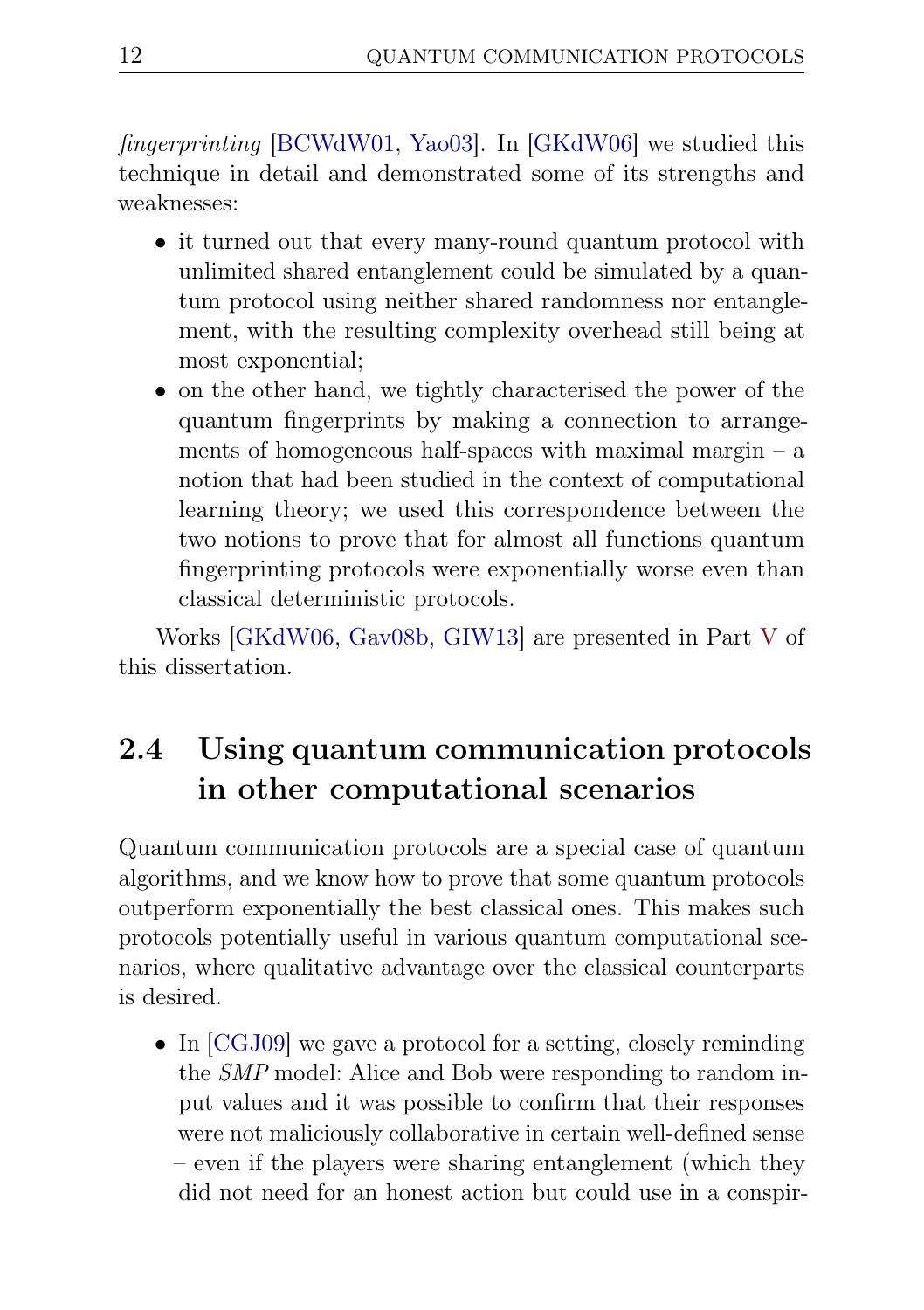*fingerprinting* [BCWdW01, Yao03]. In [GKdW06] we studied this technique in detail and demonstrated some of its strengths and weaknesses:

- it turned out that every many-round quantum protocol with unlimited shared entanglement could be simulated by a quantum protocol using neither shared randomness nor entanglement, with the resulting complexity overhead still being at most exponential;
- on the other hand, we tightly characterised the power of the quantum fingerprints by making a connection to arrangements of homogeneous half-spaces with maximal margin – a notion that had been studied in the context of computational learning theory; we used this correspondence between the two notions to prove that for almost all functions quantum fingerprinting protocols were exponentially worse even than classical deterministic protocols.

Works [GKdW06, Gav08b, GIW13] are presented in Part V of this dissertation.

## 2.4 Using quantum communication protocols in other computational scenarios

Quantum communication protocols are a special case of quantum algorithms, and we know how to prove that some quantum protocols outperform exponentially the best classical ones. This makes such protocols potentially useful in various quantum computational scenarios, where qualitative advantage over the classical counterparts is desired.

- In [CGJ09] we gave a protocol for a setting, closely reminding the *SMP* model: Alice and Bob were responding to random input values and it was possible to confirm that their responses were not maliciously collaborative in certain well-defined sense – even if the players were sharing entanglement (which they did not need for an honest action but could use in a conspir-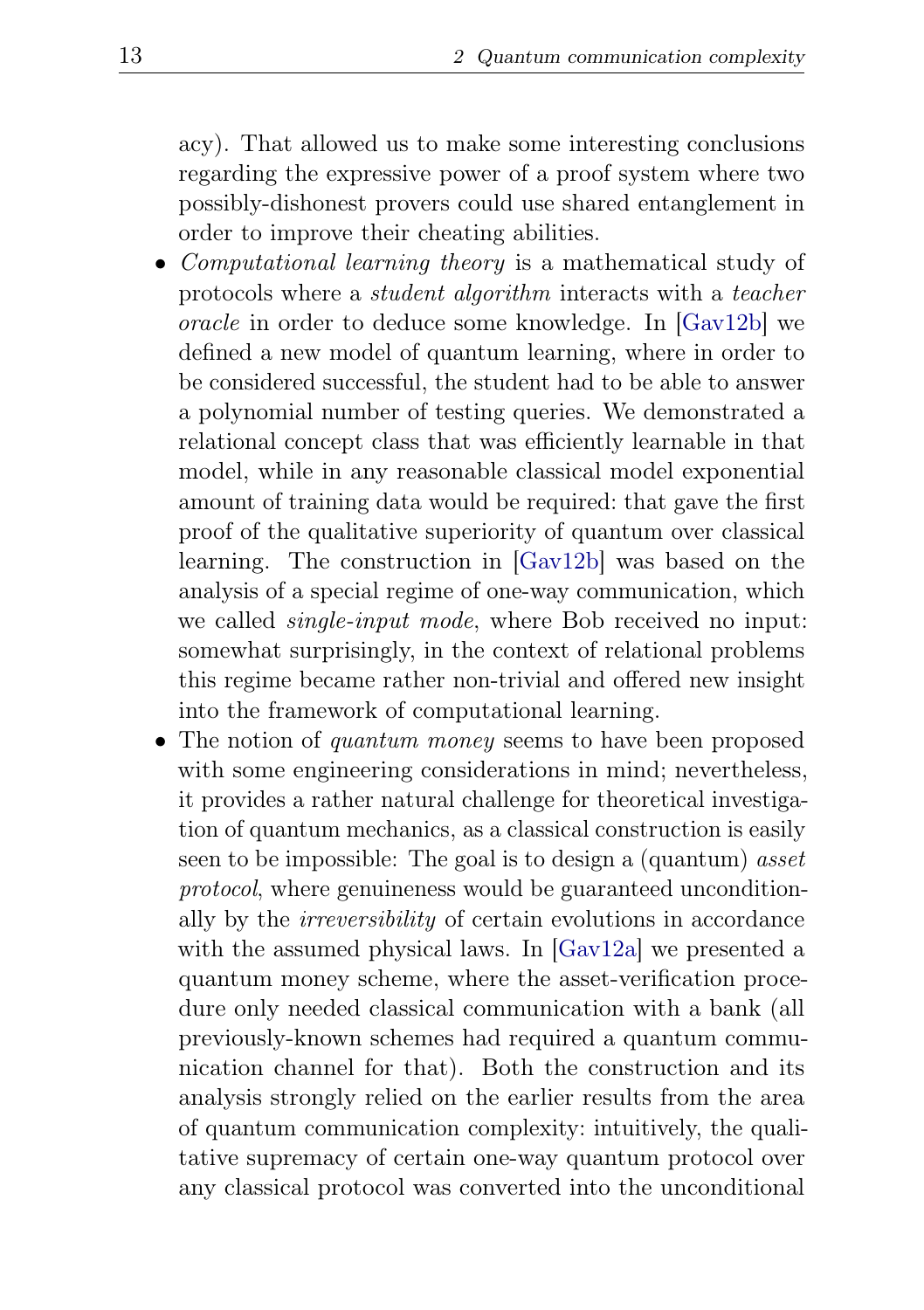acy). That allowed us to make some interesting conclusions regarding the expressive power of a proof system where two possibly-dishonest provers could use shared entanglement in order to improve their cheating abilities.

- *Computational learning theory* is a mathematical study of protocols where a *student algorithm* interacts with a *teacher oracle* in order to deduce some knowledge. In [Gav12b] we defined a new model of quantum learning, where in order to be considered successful, the student had to be able to answer a polynomial number of testing queries. We demonstrated a relational concept class that was efficiently learnable in that model, while in any reasonable classical model exponential amount of training data would be required: that gave the first proof of the qualitative superiority of quantum over classical learning. The construction in [Gav12b] was based on the analysis of a special regime of one-way communication, which we called *single-input mode*, where Bob received no input: somewhat surprisingly, in the context of relational problems this regime became rather non-trivial and offered new insight into the framework of computational learning.
- The notion of *quantum money* seems to have been proposed with some engineering considerations in mind; nevertheless, it provides a rather natural challenge for theoretical investigation of quantum mechanics, as a classical construction is easily seen to be impossible: The goal is to design a (quantum) *asset protocol*, where genuineness would be guaranteed unconditionally by the *irreversibility* of certain evolutions in accordance with the assumed physical laws. In [Gav12a] we presented a quantum money scheme, where the asset-verification procedure only needed classical communication with a bank (all previously-known schemes had required a quantum communication channel for that). Both the construction and its analysis strongly relied on the earlier results from the area of quantum communication complexity: intuitively, the qualitative supremacy of certain one-way quantum protocol over any classical protocol was converted into the unconditional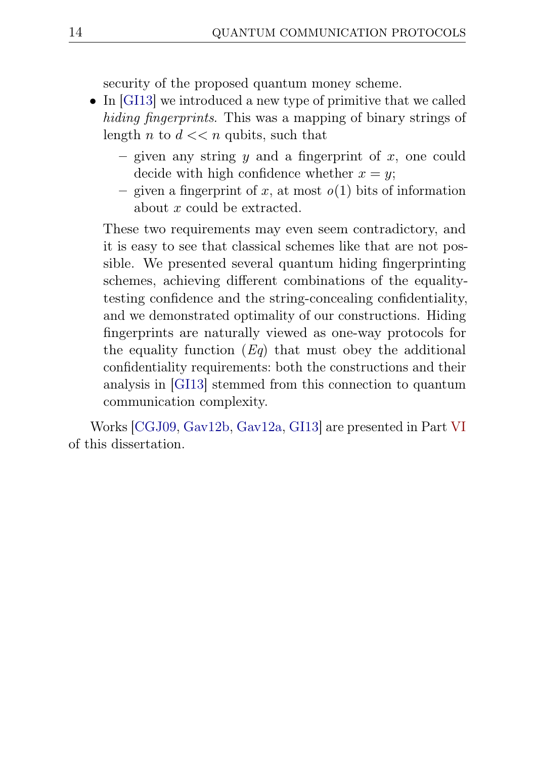security of the proposed quantum money scheme.

- In [GI13] we introduced a new type of primitive that we called *hiding fingerprints*. This was a mapping of binary strings of length $n$ to $d << n$ qubits, such that
  - given any string $y$ and a fingerprint of $x$, one could decide with high confidence whether $x = y$;
  - given a fingerprint of $x$, at most $o(1)$ bits of information about $x$ could be extracted.

  These two requirements may even seem contradictory, and it is easy to see that classical schemes like that are not possible. We presented several quantum hiding fingerprinting schemes, achieving different combinations of the equality-testing confidence and the string-concealing confidentiality, and we demonstrated optimality of our constructions. Hiding fingerprints are naturally viewed as one-way protocols for the equality function ($Eq$) that must obey the additional confidentiality requirements: both the constructions and their analysis in [GI13] stemmed from this connection to quantum communication complexity.

Works [CGJ09, Gav12b, Gav12a, GI13] are presented in Part VI of this dissertation.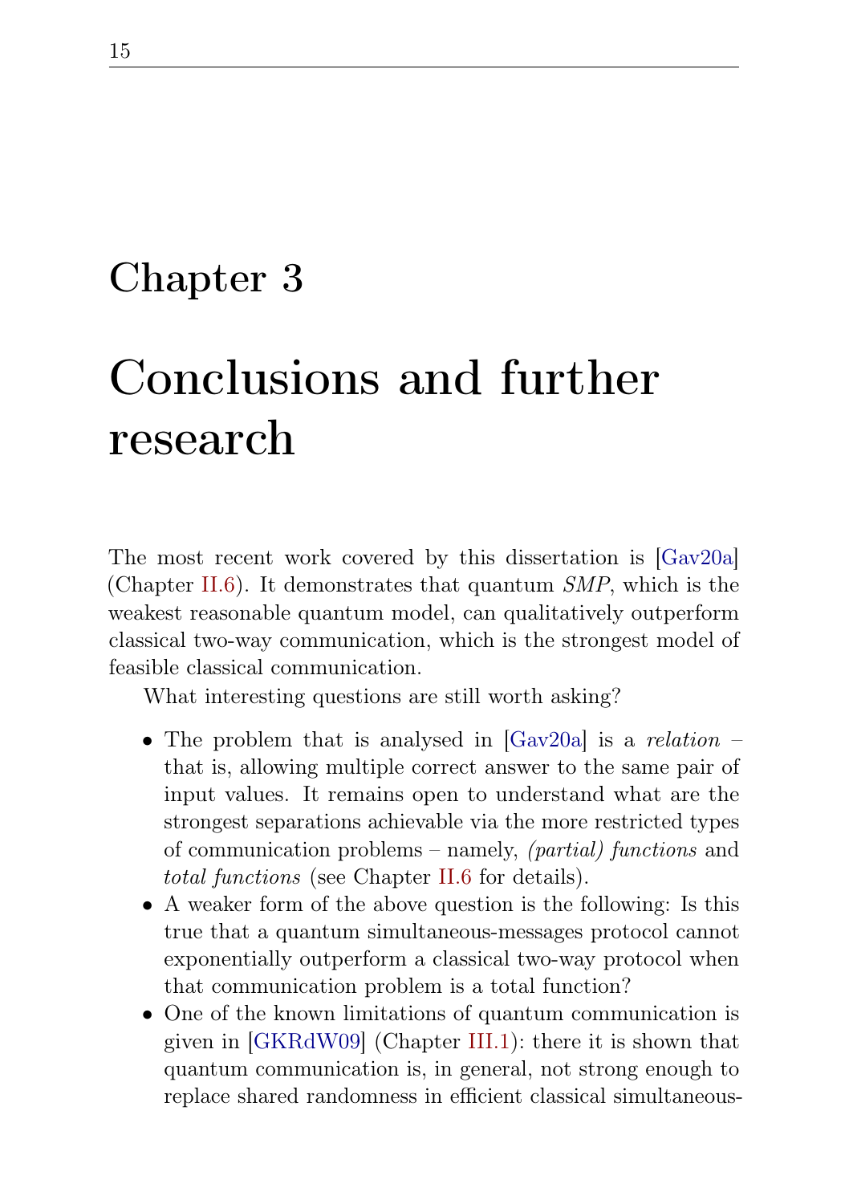# Chapter 3

# Conclusions and further research

The most recent work covered by this dissertation is [Gav20a] (Chapter II.6). It demonstrates that quantum *SMP*, which is the weakest reasonable quantum model, can qualitatively outperform classical two-way communication, which is the strongest model of feasible classical communication.

What interesting questions are still worth asking?

- The problem that is analysed in [Gav20a] is a *relation* – that is, allowing multiple correct answer to the same pair of input values. It remains open to understand what are the strongest separations achievable via the more restricted types of communication problems – namely, *(partial) functions* and *total functions* (see Chapter II.6 for details).
- A weaker form of the above question is the following: Is this true that a quantum simultaneous-messages protocol cannot exponentially outperform a classical two-way protocol when that communication problem is a total function?
- One of the known limitations of quantum communication is given in [GKRdW09] (Chapter III.1): there it is shown that quantum communication is, in general, not strong enough to replace shared randomness in efficient classical simultaneous-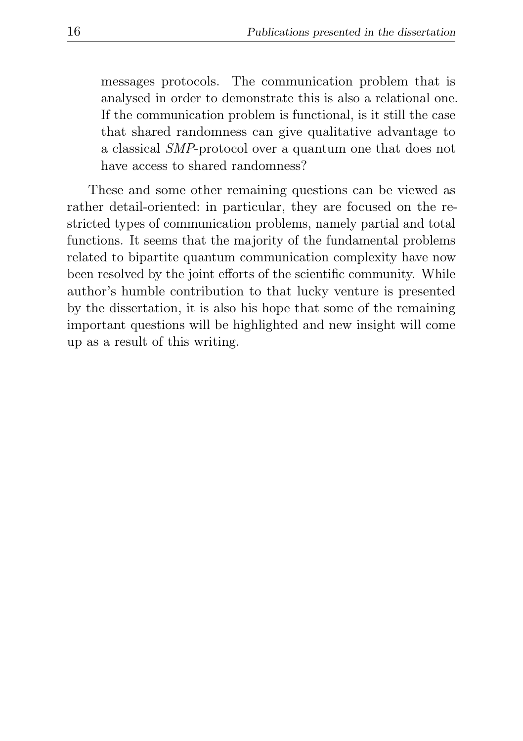messages protocols. The communication problem that is analysed in order to demonstrate this is also a relational one. If the communication problem is functional, is it still the case that shared randomness can give qualitative advantage to a classical *SMP*-protocol over a quantum one that does not have access to shared randomness?

These and some other remaining questions can be viewed as rather detail-oriented: in particular, they are focused on the restricted types of communication problems, namely partial and total functions. It seems that the majority of the fundamental problems related to bipartite quantum communication complexity have now been resolved by the joint efforts of the scientific community. While author's humble contribution to that lucky venture is presented by the dissertation, it is also his hope that some of the remaining important questions will be highlighted and new insight will come up as a result of this writing.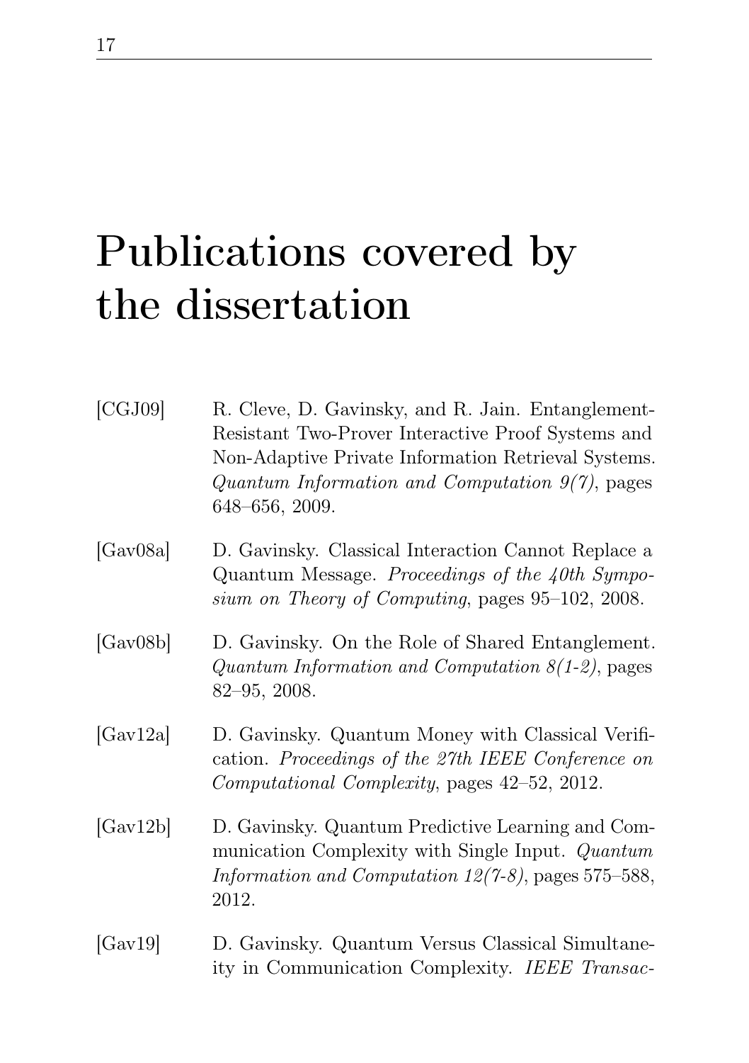# Publications covered by the dissertation

[CGJ09] R. Cleve, D. Gavinsky, and R. Jain. Entanglement-Resistant Two-Prover Interactive Proof Systems and Non-Adaptive Private Information Retrieval Systems. *Quantum Information and Computation 9(7)*, pages 648–656, 2009.

[Gav08a] D. Gavinsky. Classical Interaction Cannot Replace a Quantum Message. *Proceedings of the 40th Symposium on Theory of Computing*, pages 95–102, 2008.

[Gav08b] D. Gavinsky. On the Role of Shared Entanglement. *Quantum Information and Computation 8(1-2)*, pages 82–95, 2008.

[Gav12a] D. Gavinsky. Quantum Money with Classical Verification. *Proceedings of the 27th IEEE Conference on Computational Complexity*, pages 42–52, 2012.

[Gav12b] D. Gavinsky. Quantum Predictive Learning and Communication Complexity with Single Input. *Quantum Information and Computation 12(7-8)*, pages 575–588, 2012.

[Gav19] D. Gavinsky. Quantum Versus Classical Simultaneity in Communication Complexity. *IEEE Transac-*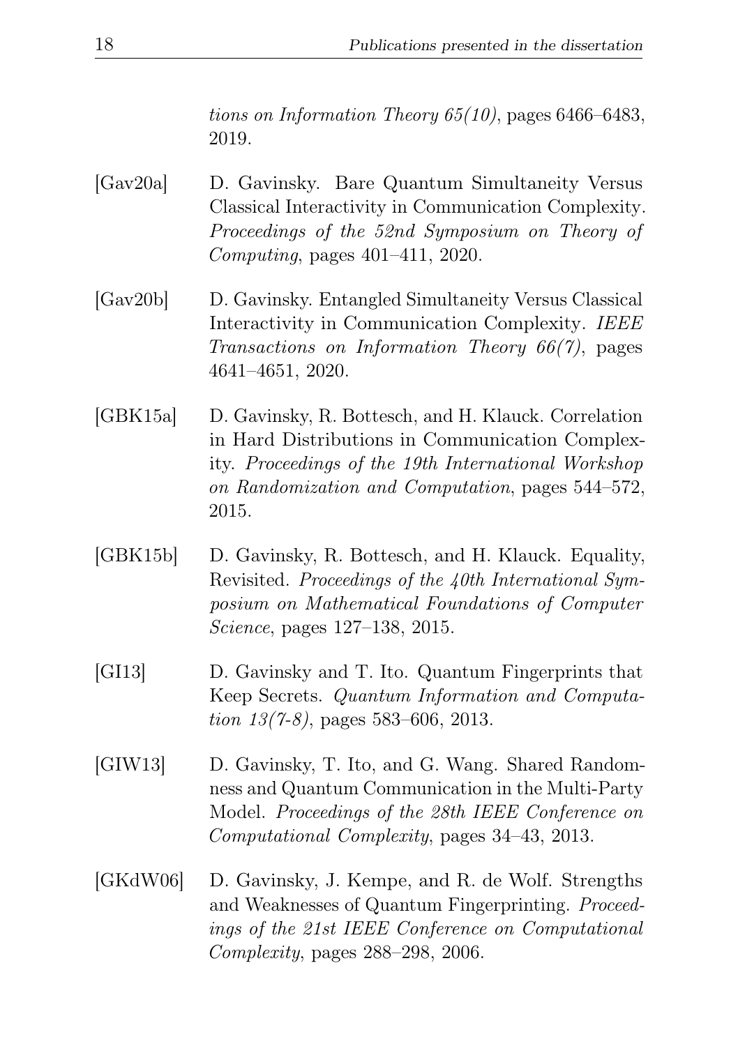*tions on Information Theory 65(10)*, pages 6466–6483, 2019.

[Gav20a] D. Gavinsky. Bare Quantum Simultaneity Versus Classical Interactivity in Communication Complexity. *Proceedings of the 52nd Symposium on Theory of Computing*, pages 401–411, 2020.

[Gav20b] D. Gavinsky. Entangled Simultaneity Versus Classical Interactivity in Communication Complexity. *IEEE Transactions on Information Theory 66(7)*, pages 4641–4651, 2020.

[GBK15a] D. Gavinsky, R. Bottesch, and H. Klauck. Correlation in Hard Distributions in Communication Complexity. *Proceedings of the 19th International Workshop on Randomization and Computation*, pages 544–572, 2015.

[GBK15b] D. Gavinsky, R. Bottesch, and H. Klauck. Equality, Revisited. *Proceedings of the 40th International Symposium on Mathematical Foundations of Computer Science*, pages 127–138, 2015.

[GI13] D. Gavinsky and T. Ito. Quantum Fingerprints that Keep Secrets. *Quantum Information and Computation 13(7-8)*, pages 583–606, 2013.

[GIW13] D. Gavinsky, T. Ito, and G. Wang. Shared Randomness and Quantum Communication in the Multi-Party Model. *Proceedings of the 28th IEEE Conference on Computational Complexity*, pages 34–43, 2013.

[GKdW06] D. Gavinsky, J. Kempe, and R. de Wolf. Strengths and Weaknesses of Quantum Fingerprinting. *Proceedings of the 21st IEEE Conference on Computational Complexity*, pages 288–298, 2006.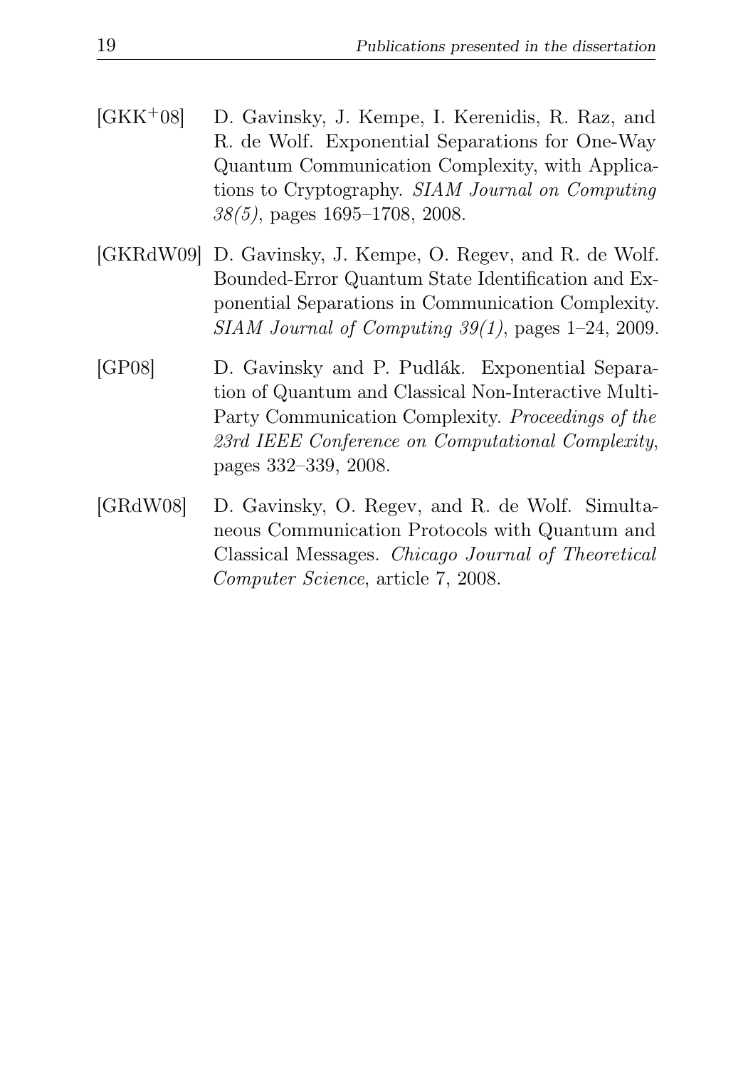[GKK+08] D. Gavinsky, J. Kempe, I. Kerenidis, R. Raz, and R. de Wolf. Exponential Separations for One-Way Quantum Communication Complexity, with Applications to Cryptography. *SIAM Journal on Computing 38(5)*, pages 1695–1708, 2008.

[GKRdW09] D. Gavinsky, J. Kempe, O. Regev, and R. de Wolf. Bounded-Error Quantum State Identification and Exponential Separations in Communication Complexity. *SIAM Journal of Computing 39(1)*, pages 1–24, 2009.

[GP08] D. Gavinsky and P. Pudlák. Exponential Separation of Quantum and Classical Non-Interactive Multi-Party Communication Complexity. *Proceedings of the 23rd IEEE Conference on Computational Complexity*, pages 332–339, 2008.

[GRdW08] D. Gavinsky, O. Regev, and R. de Wolf. Simultaneous Communication Protocols with Quantum and Classical Messages. *Chicago Journal of Theoretical Computer Science*, article 7, 2008.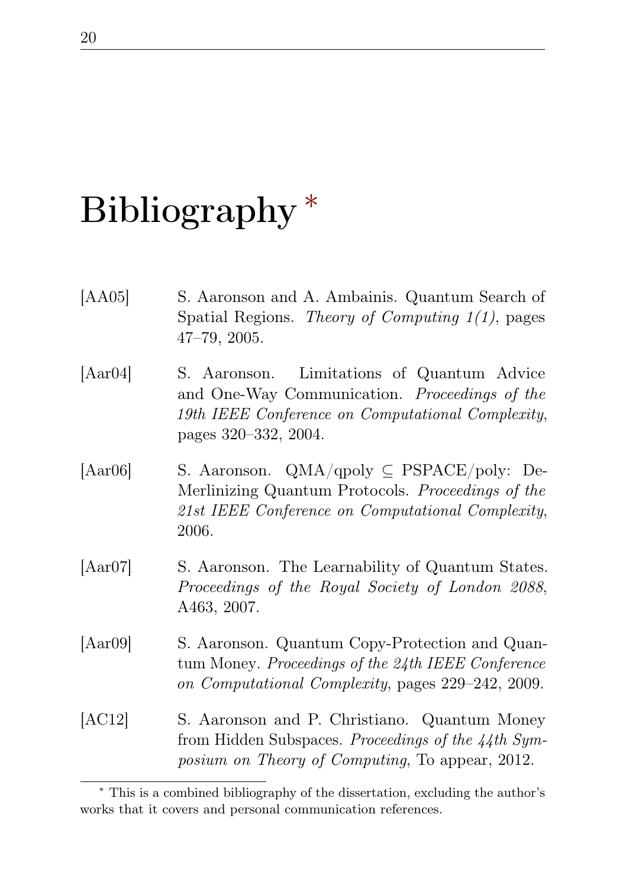# Bibliography [*]

[AA05] S. Aaronson and A. Ambainis. Quantum Search of Spatial Regions. *Theory of Computing 1(1)*, pages 47–79, 2005.

[Aar04] S. Aaronson. Limitations of Quantum Advice and One-Way Communication. *Proceedings of the 19th IEEE Conference on Computational Complexity*, pages 320–332, 2004.

[Aar06] S. Aaronson. QMA/qpoly $\subseteq$ PSPACE/poly: De-Merlinizing Quantum Protocols. *Proceedings of the 21st IEEE Conference on Computational Complexity*, 2006.

[Aar07] S. Aaronson. The Learnability of Quantum States. *Proceedings of the Royal Society of London 2088*, A463, 2007.

[Aar09] S. Aaronson. Quantum Copy-Protection and Quantum Money. *Proceedings of the 24th IEEE Conference on Computational Complexity*, pages 229–242, 2009.

[AC12] S. Aaronson and P. Christiano. Quantum Money from Hidden Subspaces. *Proceedings of the 44th Symposium on Theory of Computing*, To appear, 2012.

[*] This is a combined bibliography of the dissertation, excluding the author's works that it covers and personal communication references.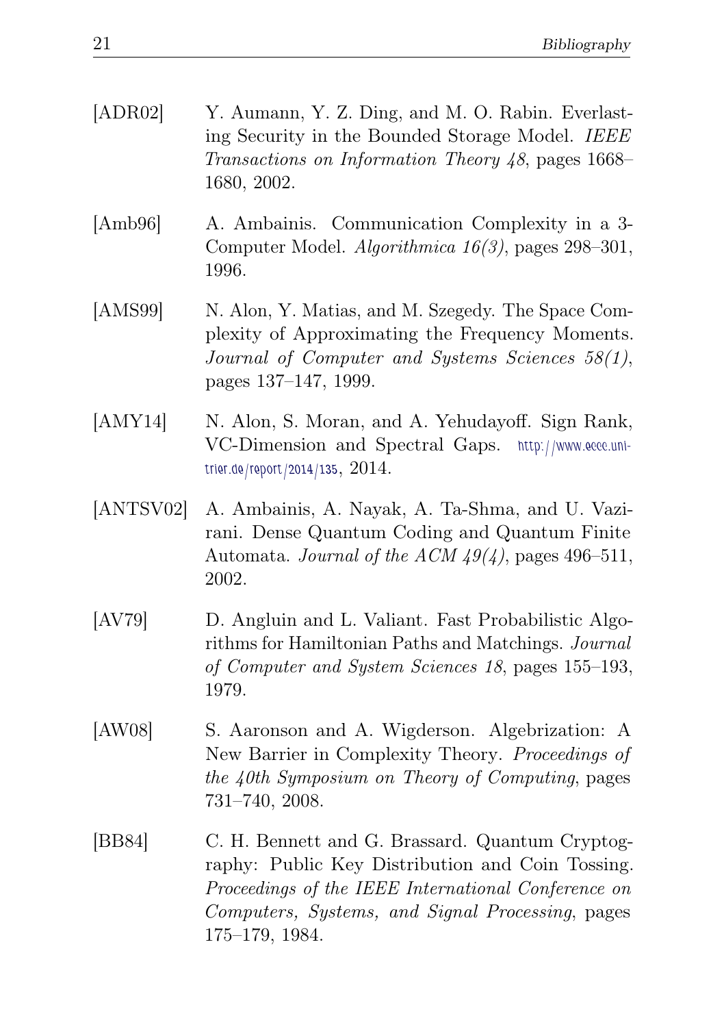[ADR02] Y. Aumann, Y. Z. Ding, and M. O. Rabin. Everlasting Security in the Bounded Storage Model. *IEEE Transactions on Information Theory 48*, pages 1668–1680, 2002.

[Amb96] A. Ambainis. Communication Complexity in a 3-Computer Model. *Algorithmica 16(3)*, pages 298–301, 1996.

[AMS99] N. Alon, Y. Matias, and M. Szegedy. The Space Complexity of Approximating the Frequency Moments. *Journal of Computer and Systems Sciences 58(1)*, pages 137–147, 1999.

[AMY14] N. Alon, S. Moran, and A. Yehudayoff. Sign Rank, VC-Dimension and Spectral Gaps. http://www.eccc.uni-trier.de/report/2014/135, 2014.

[ANTSV02] A. Ambainis, A. Nayak, A. Ta-Shma, and U. Vazirani. Dense Quantum Coding and Quantum Finite Automata. *Journal of the ACM 49(4)*, pages 496–511, 2002.

[AV79] D. Angluin and L. Valiant. Fast Probabilistic Algorithms for Hamiltonian Paths and Matchings. *Journal of Computer and System Sciences 18*, pages 155–193, 1979.

[AW08] S. Aaronson and A. Wigderson. Algebrization: A New Barrier in Complexity Theory. *Proceedings of the 40th Symposium on Theory of Computing*, pages 731–740, 2008.

[BB84] C. H. Bennett and G. Brassard. Quantum Cryptography: Public Key Distribution and Coin Tossing. *Proceedings of the IEEE International Conference on Computers, Systems, and Signal Processing*, pages 175–179, 1984.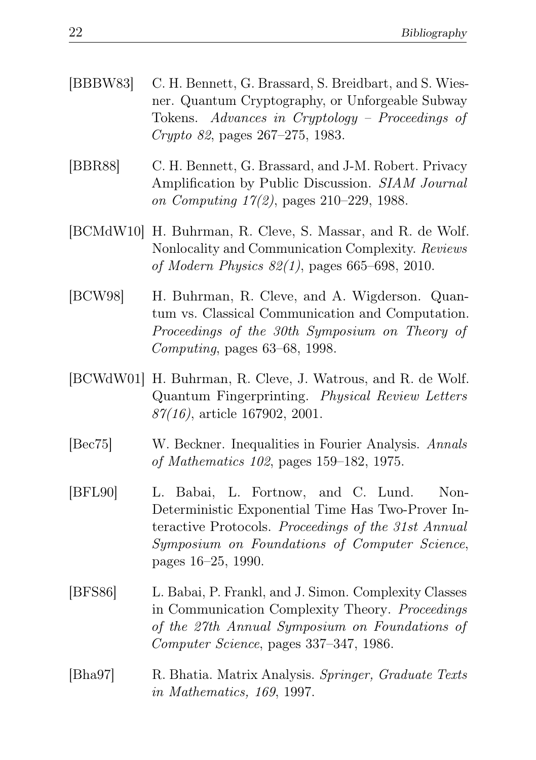[BBBW83] C. H. Bennett, G. Brassard, S. Breidbart, and S. Wiesner. Quantum Cryptography, or Unforgeable Subway Tokens. *Advances in Cryptology – Proceedings of Crypto 82*, pages 267–275, 1983.

[BBR88] C. H. Bennett, G. Brassard, and J-M. Robert. Privacy Amplification by Public Discussion. *SIAM Journal on Computing 17(2)*, pages 210–229, 1988.

[BCMdW10] H. Buhrman, R. Cleve, S. Massar, and R. de Wolf. Nonlocality and Communication Complexity. *Reviews of Modern Physics 82(1)*, pages 665–698, 2010.

[BCW98] H. Buhrman, R. Cleve, and A. Wigderson. Quantum vs. Classical Communication and Computation. *Proceedings of the 30th Symposium on Theory of Computing*, pages 63–68, 1998.

[BCWdW01] H. Buhrman, R. Cleve, J. Watrous, and R. de Wolf. Quantum Fingerprinting. *Physical Review Letters 87(16)*, article 167902, 2001.

[Bec75] W. Beckner. Inequalities in Fourier Analysis. *Annals of Mathematics 102*, pages 159–182, 1975.

[BFL90] L. Babai, L. Fortnow, and C. Lund. Non-Deterministic Exponential Time Has Two-Prover Interactive Protocols. *Proceedings of the 31st Annual Symposium on Foundations of Computer Science*, pages 16–25, 1990.

[BFS86] L. Babai, P. Frankl, and J. Simon. Complexity Classes in Communication Complexity Theory. *Proceedings of the 27th Annual Symposium on Foundations of Computer Science*, pages 337–347, 1986.

[Bha97] R. Bhatia. Matrix Analysis. *Springer, Graduate Texts in Mathematics, 169*, 1997.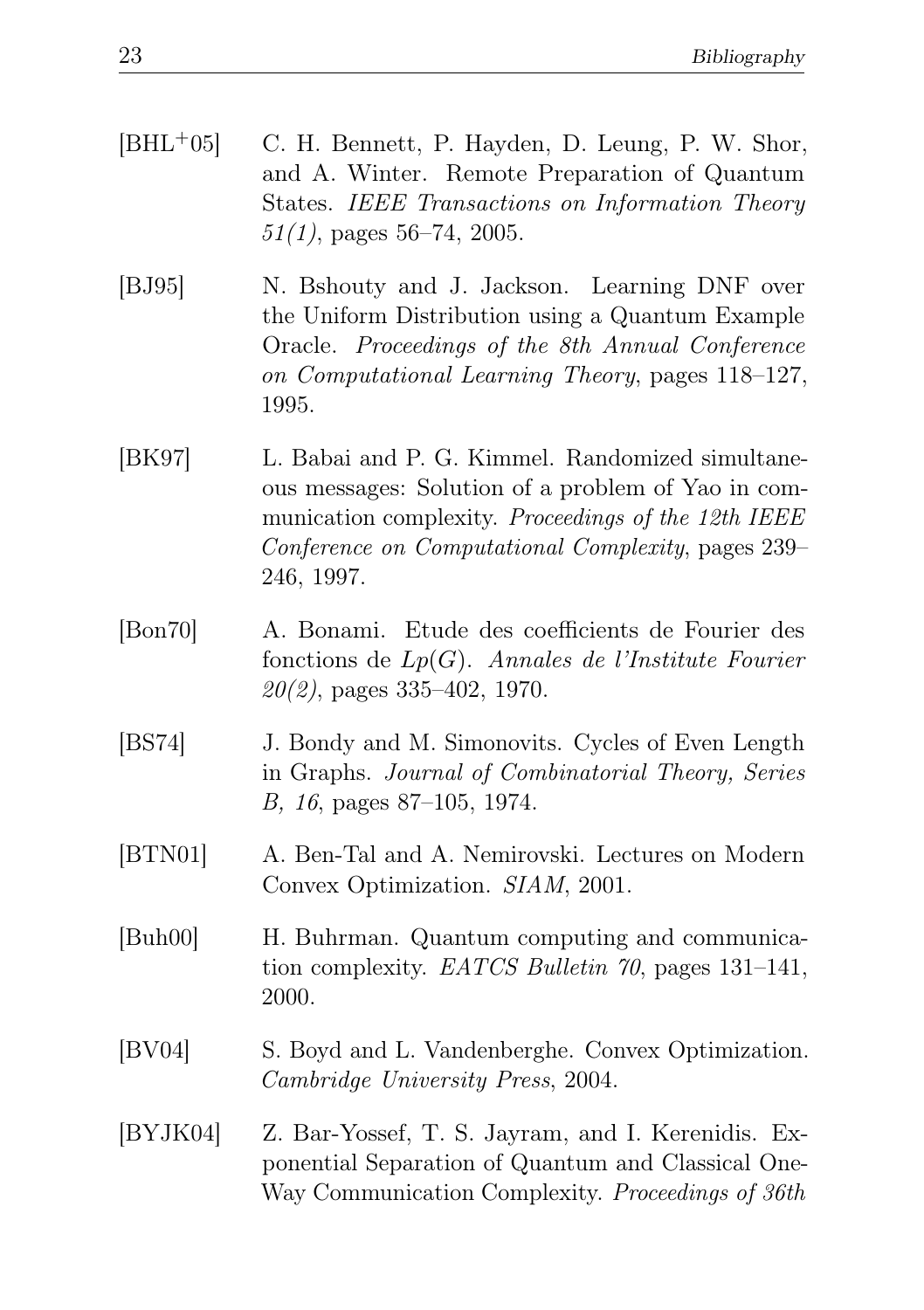[BHL$^+$05] C. H. Bennett, P. Hayden, D. Leung, P. W. Shor, and A. Winter. Remote Preparation of Quantum States. *IEEE Transactions on Information Theory 51(1)*, pages 56–74, 2005.

[BJ95] N. Bshouty and J. Jackson. Learning DNF over the Uniform Distribution using a Quantum Example Oracle. *Proceedings of the 8th Annual Conference on Computational Learning Theory*, pages 118–127, 1995.

[BK97] L. Babai and P. G. Kimmel. Randomized simultaneous messages: Solution of a problem of Yao in communication complexity. *Proceedings of the 12th IEEE Conference on Computational Complexity*, pages 239–246, 1997.

[Bon70] A. Bonami. Etude des coefficients de Fourier des fonctions de $Lp(G)$. *Annales de l'Institute Fourier 20(2)*, pages 335–402, 1970.

[BS74] J. Bondy and M. Simonovits. Cycles of Even Length in Graphs. *Journal of Combinatorial Theory, Series B, 16*, pages 87–105, 1974.

[BTN01] A. Ben-Tal and A. Nemirovski. Lectures on Modern Convex Optimization. *SIAM*, 2001.

[Buh00] H. Buhrman. Quantum computing and communication complexity. *EATCS Bulletin 70*, pages 131–141, 2000.

[BV04] S. Boyd and L. Vandenberghe. Convex Optimization. *Cambridge University Press*, 2004.

[BYJK04] Z. Bar-Yossef, T. S. Jayram, and I. Kerenidis. Exponential Separation of Quantum and Classical One-Way Communication Complexity. *Proceedings of 36th*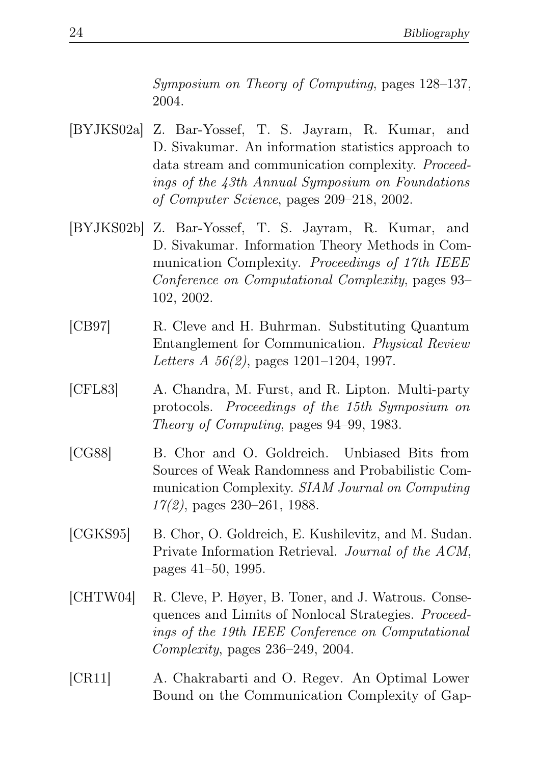*Symposium on Theory of Computing*, pages 128–137, 2004.

[BYJKS02a] Z. Bar-Yossef, T. S. Jayram, R. Kumar, and D. Sivakumar. An information statistics approach to data stream and communication complexity. *Proceedings of the 43th Annual Symposium on Foundations of Computer Science*, pages 209–218, 2002.

[BYJKS02b] Z. Bar-Yossef, T. S. Jayram, R. Kumar, and D. Sivakumar. Information Theory Methods in Communication Complexity. *Proceedings of 17th IEEE Conference on Computational Complexity*, pages 93–102, 2002.

[CB97] R. Cleve and H. Buhrman. Substituting Quantum Entanglement for Communication. *Physical Review Letters A 56(2)*, pages 1201–1204, 1997.

[CFL83] A. Chandra, M. Furst, and R. Lipton. Multi-party protocols. *Proceedings of the 15th Symposium on Theory of Computing*, pages 94–99, 1983.

[CG88] B. Chor and O. Goldreich. Unbiased Bits from Sources of Weak Randomness and Probabilistic Communication Complexity. *SIAM Journal on Computing 17(2)*, pages 230–261, 1988.

[CGKS95] B. Chor, O. Goldreich, E. Kushilevitz, and M. Sudan. Private Information Retrieval. *Journal of the ACM*, pages 41–50, 1995.

[CHTW04] R. Cleve, P. Høyer, B. Toner, and J. Watrous. Consequences and Limits of Nonlocal Strategies. *Proceedings of the 19th IEEE Conference on Computational Complexity*, pages 236–249, 2004.

[CR11] A. Chakrabarti and O. Regev. An Optimal Lower Bound on the Communication Complexity of Gap-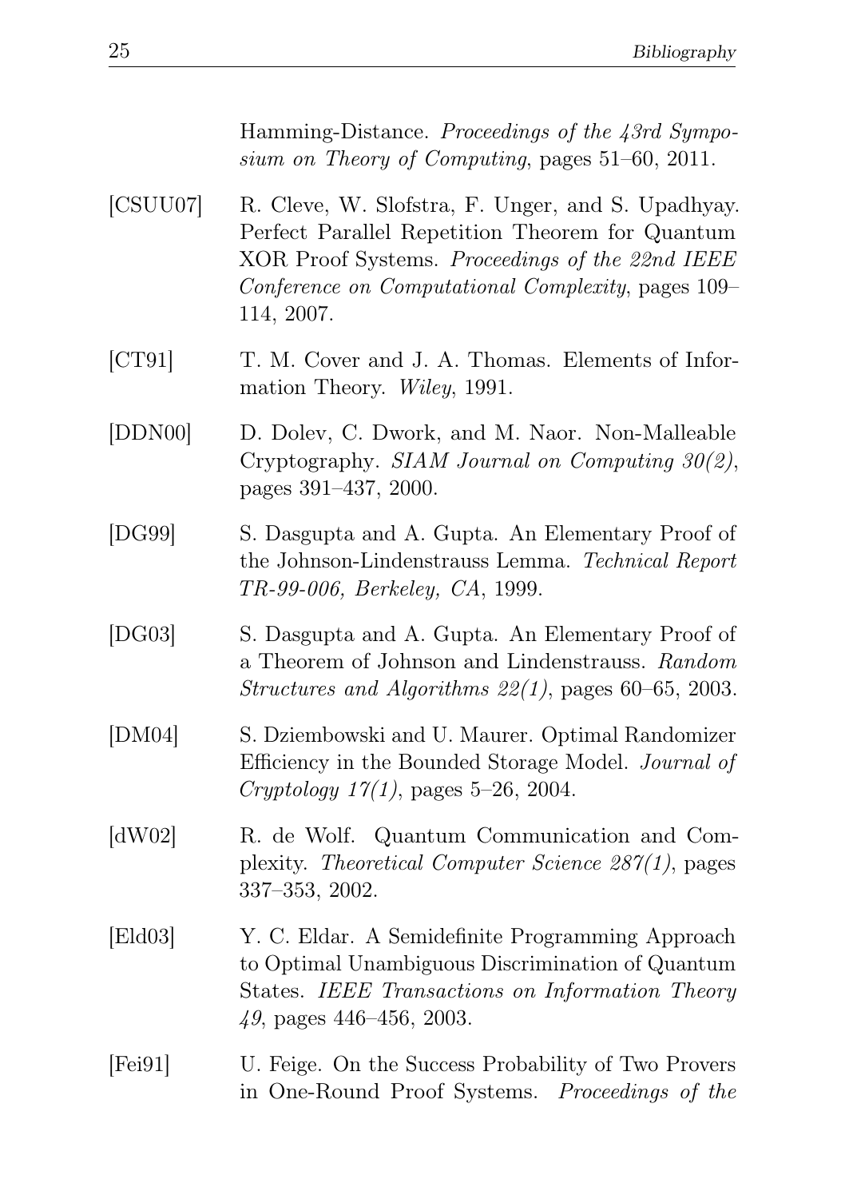Hamming-Distance. *Proceedings of the 43rd Symposium on Theory of Computing*, pages 51–60, 2011.

[CSUU07] R. Cleve, W. Slofstra, F. Unger, and S. Upadhyay. Perfect Parallel Repetition Theorem for Quantum XOR Proof Systems. *Proceedings of the 22nd IEEE Conference on Computational Complexity*, pages 109–114, 2007.

[CT91] T. M. Cover and J. A. Thomas. Elements of Information Theory. *Wiley*, 1991.

[DDN00] D. Dolev, C. Dwork, and M. Naor. Non-Malleable Cryptography. *SIAM Journal on Computing 30(2)*, pages 391–437, 2000.

[DG99] S. Dasgupta and A. Gupta. An Elementary Proof of the Johnson-Lindenstrauss Lemma. *Technical Report TR-99-006, Berkeley, CA*, 1999.

[DG03] S. Dasgupta and A. Gupta. An Elementary Proof of a Theorem of Johnson and Lindenstrauss. *Random Structures and Algorithms 22(1)*, pages 60–65, 2003.

[DM04] S. Dziembowski and U. Maurer. Optimal Randomizer Efficiency in the Bounded Storage Model. *Journal of Cryptology 17(1)*, pages 5–26, 2004.

[dW02] R. de Wolf. Quantum Communication and Complexity. *Theoretical Computer Science 287(1)*, pages 337–353, 2002.

[Eld03] Y. C. Eldar. A Semidefinite Programming Approach to Optimal Unambiguous Discrimination of Quantum States. *IEEE Transactions on Information Theory 49*, pages 446–456, 2003.

[Fei91] U. Feige. On the Success Probability of Two Provers in One-Round Proof Systems. *Proceedings of the*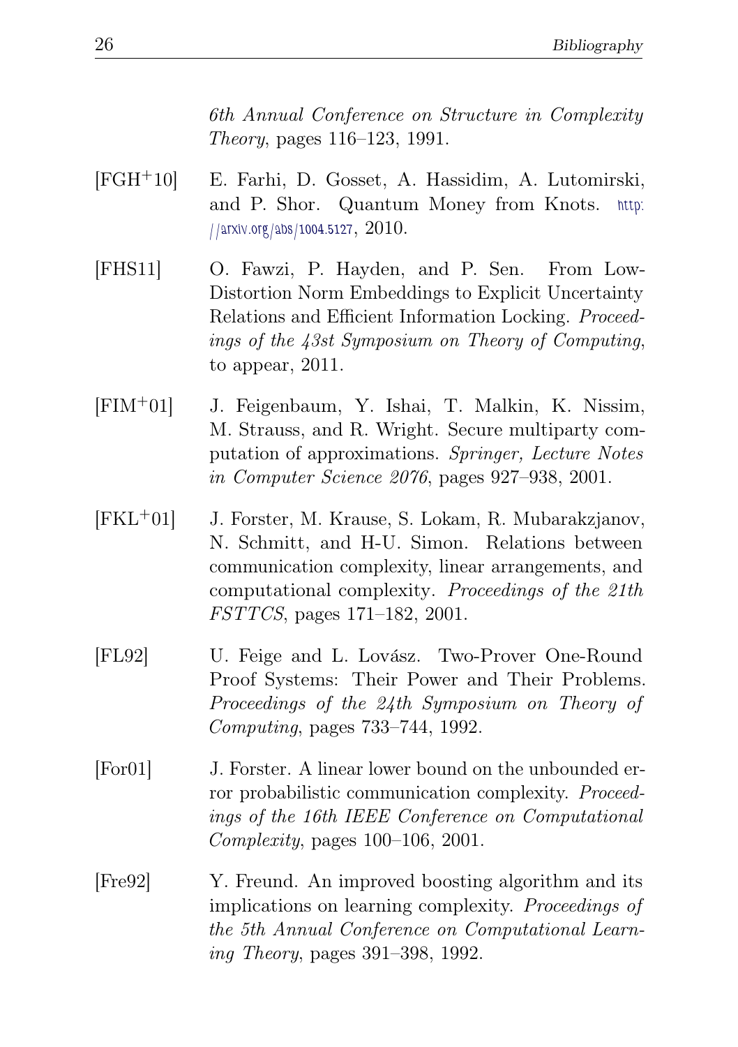*6th Annual Conference on Structure in Complexity Theory*, pages 116–123, 1991.

[FGH+10] E. Farhi, D. Gosset, A. Hassidim, A. Lutomirski, and P. Shor. Quantum Money from Knots. http://arxiv.org/abs/1004.5127, 2010.

[FHS11] O. Fawzi, P. Hayden, and P. Sen. From Low-Distortion Norm Embeddings to Explicit Uncertainty Relations and Efficient Information Locking. *Proceedings of the 43st Symposium on Theory of Computing*, to appear, 2011.

[FIM+01] J. Feigenbaum, Y. Ishai, T. Malkin, K. Nissim, M. Strauss, and R. Wright. Secure multiparty computation of approximations. *Springer, Lecture Notes in Computer Science 2076*, pages 927–938, 2001.

[FKL+01] J. Forster, M. Krause, S. Lokam, R. Mubarakzjanov, N. Schmitt, and H-U. Simon. Relations between communication complexity, linear arrangements, and computational complexity. *Proceedings of the 21th FSTTCS*, pages 171–182, 2001.

[FL92] U. Feige and L. Lovász. Two-Prover One-Round Proof Systems: Their Power and Their Problems. *Proceedings of the 24th Symposium on Theory of Computing*, pages 733–744, 1992.

[For01] J. Forster. A linear lower bound on the unbounded error probabilistic communication complexity. *Proceedings of the 16th IEEE Conference on Computational Complexity*, pages 100–106, 2001.

[Fre92] Y. Freund. An improved boosting algorithm and its implications on learning complexity. *Proceedings of the 5th Annual Conference on Computational Learning Theory*, pages 391–398, 1992.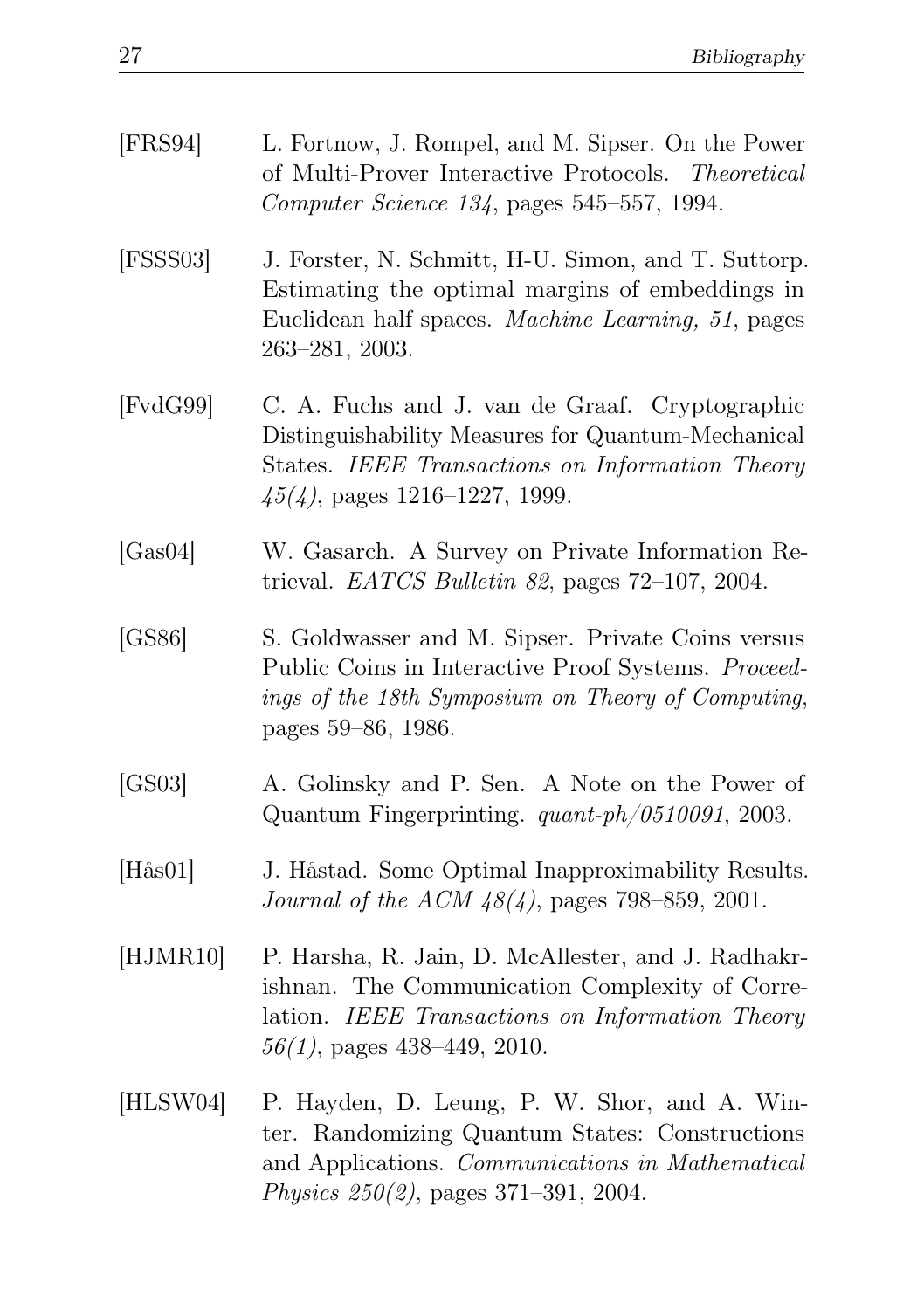[FRS94] L. Fortnow, J. Rompel, and M. Sipser. On the Power of Multi-Prover Interactive Protocols. *Theoretical Computer Science 134*, pages 545–557, 1994.

[FSSS03] J. Forster, N. Schmitt, H-U. Simon, and T. Suttorp. Estimating the optimal margins of embeddings in Euclidean half spaces. *Machine Learning, 51*, pages 263–281, 2003.

[FvdG99] C. A. Fuchs and J. van de Graaf. Cryptographic Distinguishability Measures for Quantum-Mechanical States. *IEEE Transactions on Information Theory 45(4)*, pages 1216–1227, 1999.

[Gas04] W. Gasarch. A Survey on Private Information Retrieval. *EATCS Bulletin 82*, pages 72–107, 2004.

[GS86] S. Goldwasser and M. Sipser. Private Coins versus Public Coins in Interactive Proof Systems. *Proceedings of the 18th Symposium on Theory of Computing*, pages 59–86, 1986.

[GS03] A. Golinsky and P. Sen. A Note on the Power of Quantum Fingerprinting. *quant-ph/0510091*, 2003.

[Hås01] J. Håstad. Some Optimal Inapproximability Results. *Journal of the ACM 48(4)*, pages 798–859, 2001.

[HJMR10] P. Harsha, R. Jain, D. McAllester, and J. Radhakrishnan. The Communication Complexity of Correlation. *IEEE Transactions on Information Theory 56(1)*, pages 438–449, 2010.

[HLSW04] P. Hayden, D. Leung, P. W. Shor, and A. Winter. Randomizing Quantum States: Constructions and Applications. *Communications in Mathematical Physics 250(2)*, pages 371–391, 2004.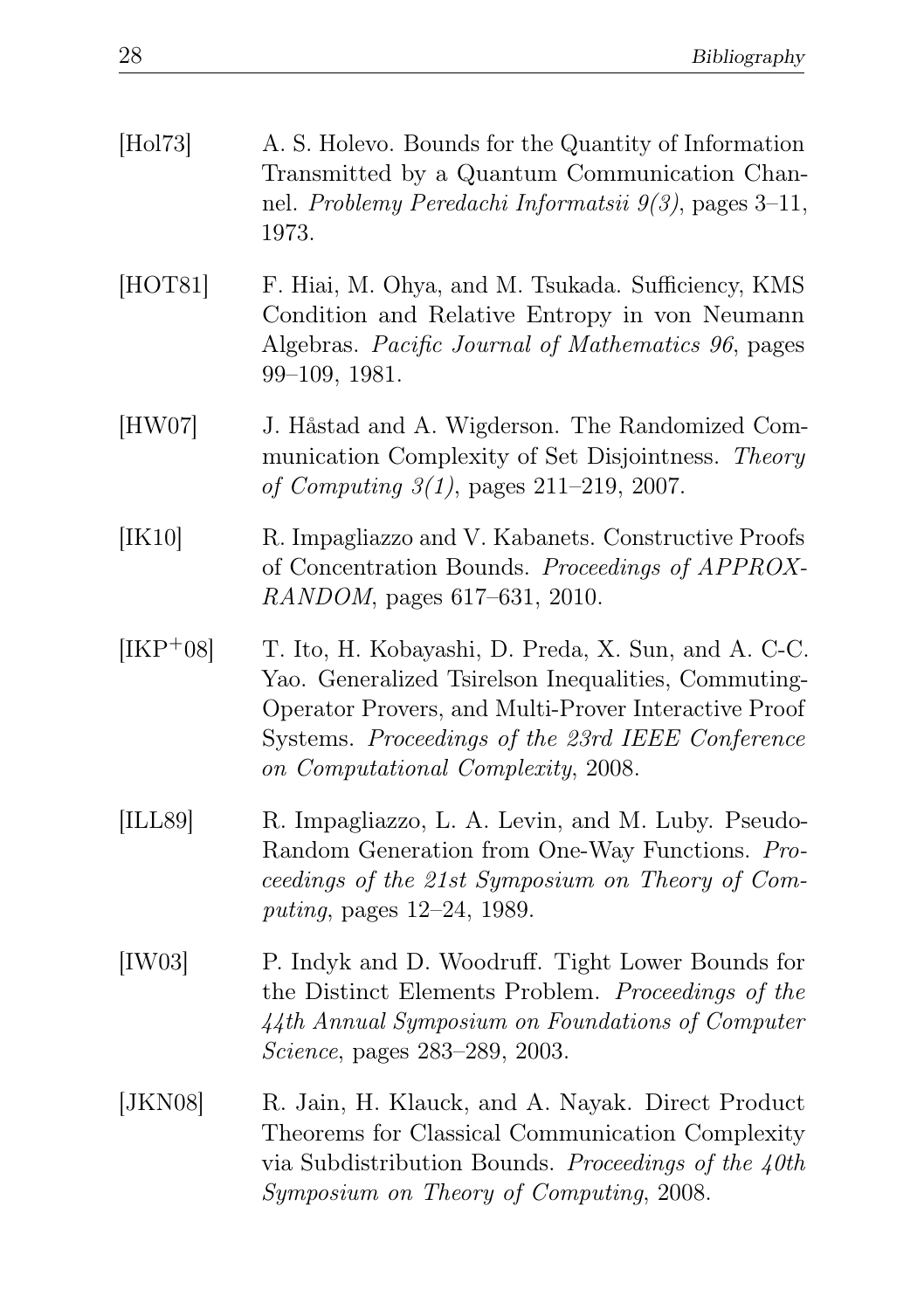[Hol73] A. S. Holevo. Bounds for the Quantity of Information Transmitted by a Quantum Communication Channel. *Problemy Peredachi Informatsii 9(3)*, pages 3–11, 1973.

[HOT81] F. Hiai, M. Ohya, and M. Tsukada. Sufficiency, KMS Condition and Relative Entropy in von Neumann Algebras. *Pacific Journal of Mathematics 96*, pages 99–109, 1981.

[HW07] J. Håstad and A. Wigderson. The Randomized Communication Complexity of Set Disjointness. *Theory of Computing 3(1)*, pages 211–219, 2007.

[IK10] R. Impagliazzo and V. Kabanets. Constructive Proofs of Concentration Bounds. *Proceedings of APPROX-RANDOM*, pages 617–631, 2010.

[IKP+08] T. Ito, H. Kobayashi, D. Preda, X. Sun, and A. C-C. Yao. Generalized Tsirelson Inequalities, Commuting-Operator Provers, and Multi-Prover Interactive Proof Systems. *Proceedings of the 23rd IEEE Conference on Computational Complexity*, 2008.

[ILL89] R. Impagliazzo, L. A. Levin, and M. Luby. Pseudo-Random Generation from One-Way Functions. *Proceedings of the 21st Symposium on Theory of Computing*, pages 12–24, 1989.

[IW03] P. Indyk and D. Woodruff. Tight Lower Bounds for the Distinct Elements Problem. *Proceedings of the 44th Annual Symposium on Foundations of Computer Science*, pages 283–289, 2003.

[JKN08] R. Jain, H. Klauck, and A. Nayak. Direct Product Theorems for Classical Communication Complexity via Subdistribution Bounds. *Proceedings of the 40th Symposium on Theory of Computing*, 2008.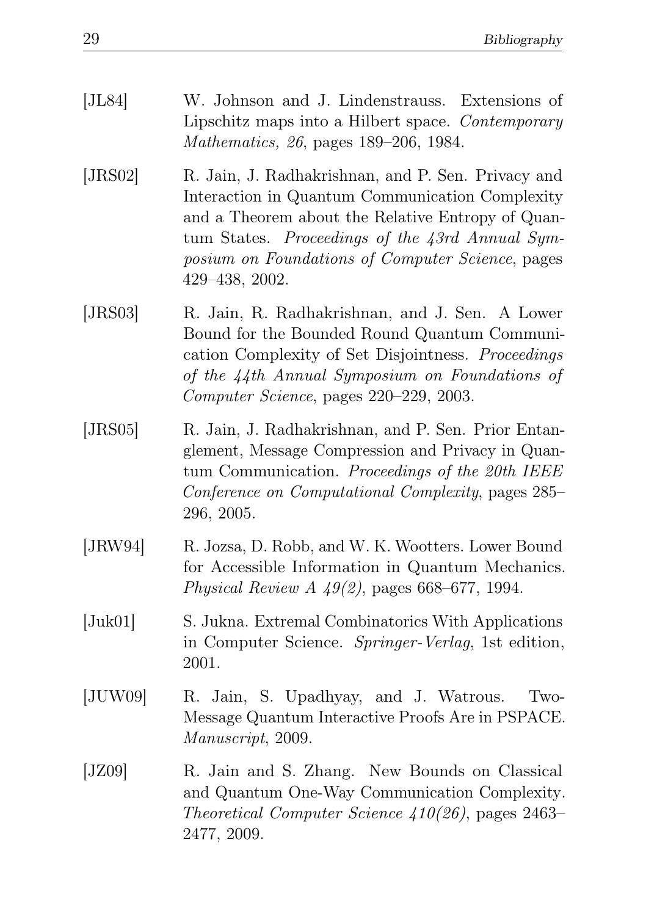[JL84] W. Johnson and J. Lindenstrauss. Extensions of Lipschitz maps into a Hilbert space. *Contemporary Mathematics, 26*, pages 189–206, 1984.

[JRS02] R. Jain, J. Radhakrishnan, and P. Sen. Privacy and Interaction in Quantum Communication Complexity and a Theorem about the Relative Entropy of Quantum States. *Proceedings of the 43rd Annual Symposium on Foundations of Computer Science*, pages 429–438, 2002.

[JRS03] R. Jain, R. Radhakrishnan, and J. Sen. A Lower Bound for the Bounded Round Quantum Communication Complexity of Set Disjointness. *Proceedings of the 44th Annual Symposium on Foundations of Computer Science*, pages 220–229, 2003.

[JRS05] R. Jain, J. Radhakrishnan, and P. Sen. Prior Entanglement, Message Compression and Privacy in Quantum Communication. *Proceedings of the 20th IEEE Conference on Computational Complexity*, pages 285–296, 2005.

[JRW94] R. Jozsa, D. Robb, and W. K. Wootters. Lower Bound for Accessible Information in Quantum Mechanics. *Physical Review A 49(2)*, pages 668–677, 1994.

[Juk01] S. Jukna. Extremal Combinatorics With Applications in Computer Science. *Springer-Verlag*, 1st edition, 2001.

[JUW09] R. Jain, S. Upadhyay, and J. Watrous. Two-Message Quantum Interactive Proofs Are in PSPACE. *Manuscript*, 2009.

[JZ09] R. Jain and S. Zhang. New Bounds on Classical and Quantum One-Way Communication Complexity. *Theoretical Computer Science 410(26)*, pages 2463–2477, 2009.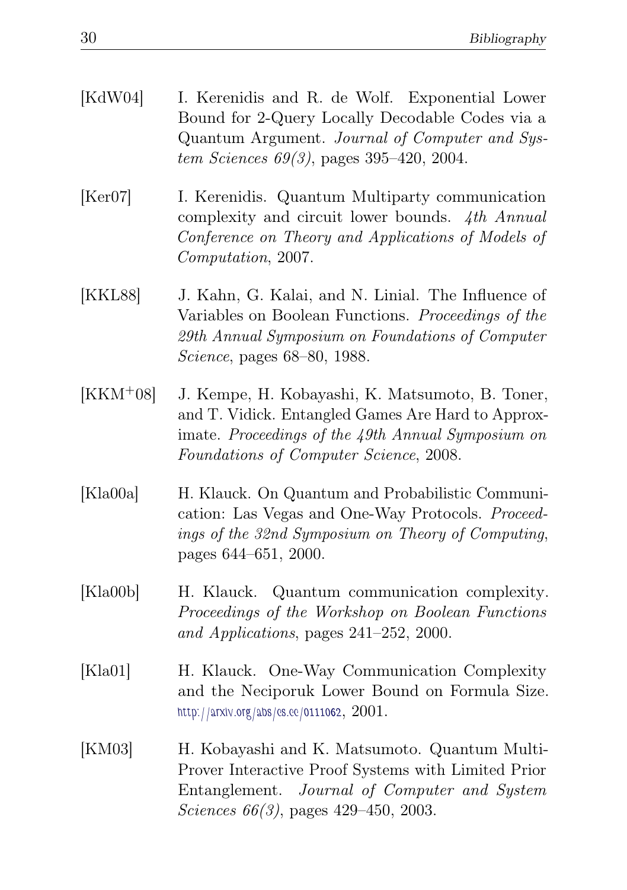[KdW04] I. Kerenidis and R. de Wolf. Exponential Lower Bound for 2-Query Locally Decodable Codes via a Quantum Argument. *Journal of Computer and System Sciences 69(3)*, pages 395–420, 2004.

[Ker07] I. Kerenidis. Quantum Multiparty communication complexity and circuit lower bounds. *4th Annual Conference on Theory and Applications of Models of Computation*, 2007.

[KKL88] J. Kahn, G. Kalai, and N. Linial. The Influence of Variables on Boolean Functions. *Proceedings of the 29th Annual Symposium on Foundations of Computer Science*, pages 68–80, 1988.

[KKM+08] J. Kempe, H. Kobayashi, K. Matsumoto, B. Toner, and T. Vidick. Entangled Games Are Hard to Approximate. *Proceedings of the 49th Annual Symposium on Foundations of Computer Science*, 2008.

[Kla00a] H. Klauck. On Quantum and Probabilistic Communication: Las Vegas and One-Way Protocols. *Proceedings of the 32nd Symposium on Theory of Computing*, pages 644–651, 2000.

[Kla00b] H. Klauck. Quantum communication complexity. *Proceedings of the Workshop on Boolean Functions and Applications*, pages 241–252, 2000.

[Kla01] H. Klauck. One-Way Communication Complexity and the Neciporuk Lower Bound on Formula Size. http://arxiv.org/abs/cs.cc/0111062, 2001.

[KM03] H. Kobayashi and K. Matsumoto. Quantum Multi-Prover Interactive Proof Systems with Limited Prior Entanglement. *Journal of Computer and System Sciences 66(3)*, pages 429–450, 2003.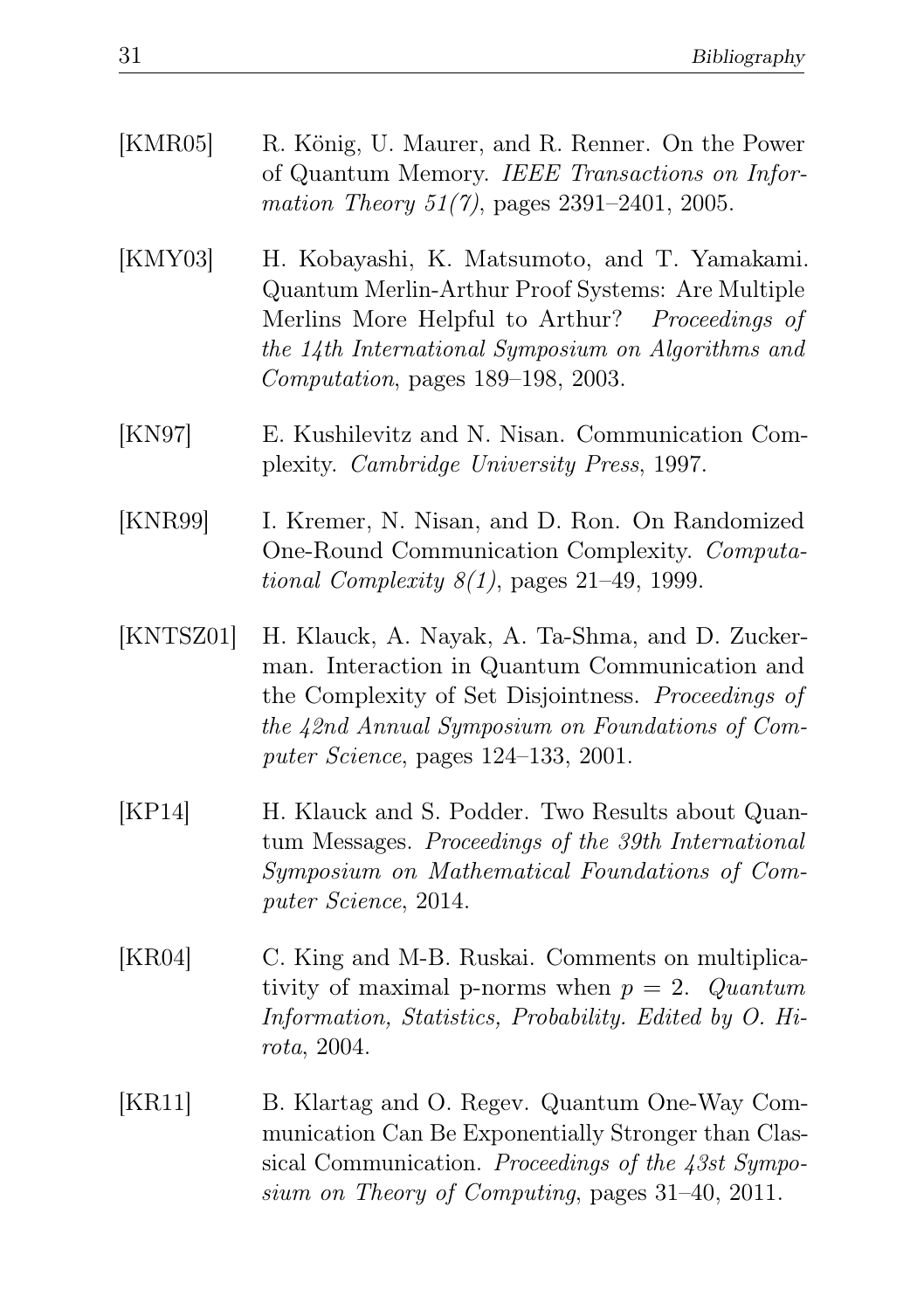[KMR05] R. König, U. Maurer, and R. Renner. On the Power of Quantum Memory. *IEEE Transactions on Information Theory 51(7)*, pages 2391–2401, 2005.

[KMY03] H. Kobayashi, K. Matsumoto, and T. Yamakami. Quantum Merlin-Arthur Proof Systems: Are Multiple Merlins More Helpful to Arthur? *Proceedings of the 14th International Symposium on Algorithms and Computation*, pages 189–198, 2003.

[KN97] E. Kushilevitz and N. Nisan. Communication Complexity. *Cambridge University Press*, 1997.

[KNR99] I. Kremer, N. Nisan, and D. Ron. On Randomized One-Round Communication Complexity. *Computational Complexity 8(1)*, pages 21–49, 1999.

[KNTSZ01] H. Klauck, A. Nayak, A. Ta-Shma, and D. Zuckerman. Interaction in Quantum Communication and the Complexity of Set Disjointness. *Proceedings of the 42nd Annual Symposium on Foundations of Computer Science*, pages 124–133, 2001.

[KP14] H. Klauck and S. Podder. Two Results about Quantum Messages. *Proceedings of the 39th International Symposium on Mathematical Foundations of Computer Science*, 2014.

[KR04] C. King and M-B. Ruskai. Comments on multiplicativity of maximal p-norms when $p = 2$. *Quantum Information, Statistics, Probability. Edited by O. Hirota*, 2004.

[KR11] B. Klartag and O. Regev. Quantum One-Way Communication Can Be Exponentially Stronger than Classical Communication. *Proceedings of the 43st Symposium on Theory of Computing*, pages 31–40, 2011.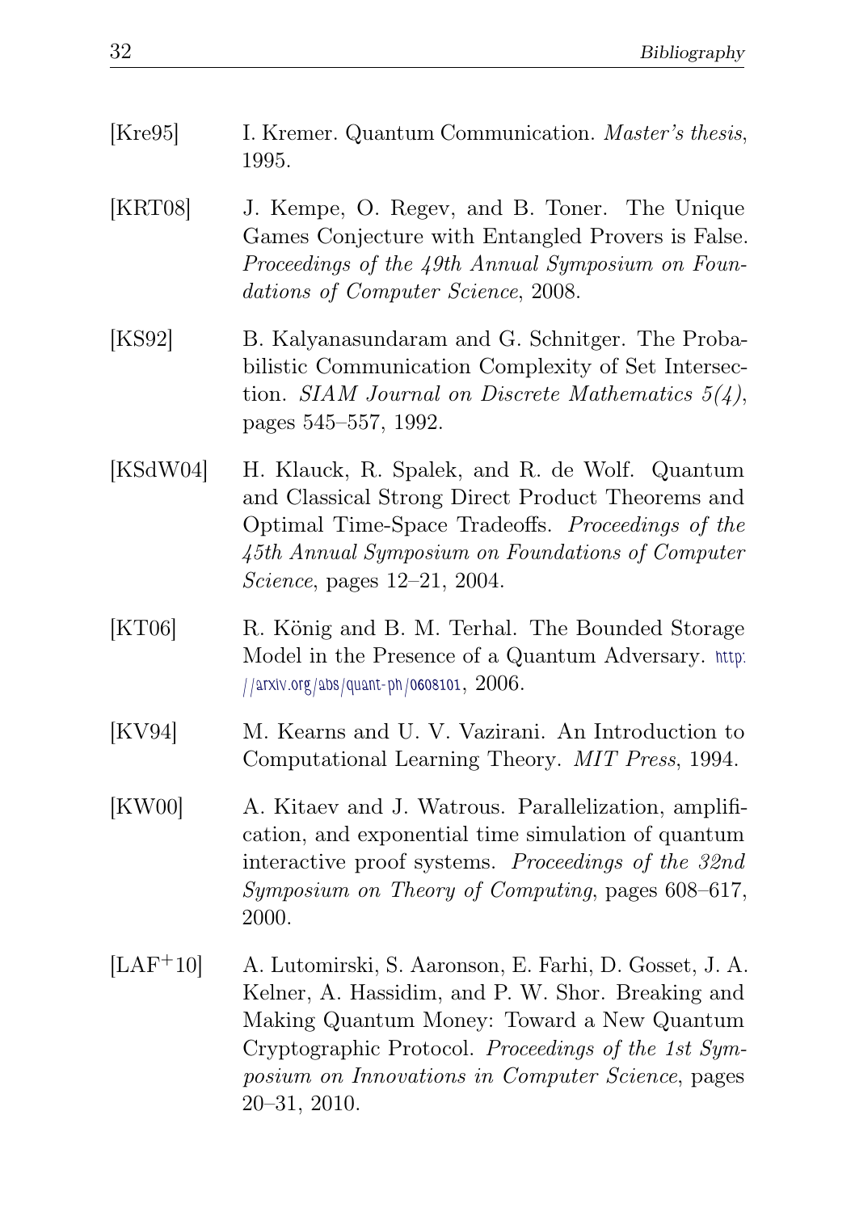[Kre95] I. Kremer. Quantum Communication. *Master's thesis*, 1995.

[KRT08] J. Kempe, O. Regev, and B. Toner. The Unique Games Conjecture with Entangled Provers is False. *Proceedings of the 49th Annual Symposium on Foundations of Computer Science*, 2008.

[KS92] B. Kalyanasundaram and G. Schnitger. The Probabilistic Communication Complexity of Set Intersection. *SIAM Journal on Discrete Mathematics 5(4)*, pages 545–557, 1992.

[KSdW04] H. Klauck, R. Spalek, and R. de Wolf. Quantum and Classical Strong Direct Product Theorems and Optimal Time-Space Tradeoffs. *Proceedings of the 45th Annual Symposium on Foundations of Computer Science*, pages 12–21, 2004.

[KT06] R. König and B. M. Terhal. The Bounded Storage Model in the Presence of a Quantum Adversary. http://arxiv.org/abs/quant-ph/0608101, 2006.

[KV94] M. Kearns and U. V. Vazirani. An Introduction to Computational Learning Theory. *MIT Press*, 1994.

[KW00] A. Kitaev and J. Watrous. Parallelization, amplification, and exponential time simulation of quantum interactive proof systems. *Proceedings of the 32nd Symposium on Theory of Computing*, pages 608–617, 2000.

[LAF+10] A. Lutomirski, S. Aaronson, E. Farhi, D. Gosset, J. A. Kelner, A. Hassidim, and P. W. Shor. Breaking and Making Quantum Money: Toward a New Quantum Cryptographic Protocol. *Proceedings of the 1st Symposium on Innovations in Computer Science*, pages 20–31, 2010.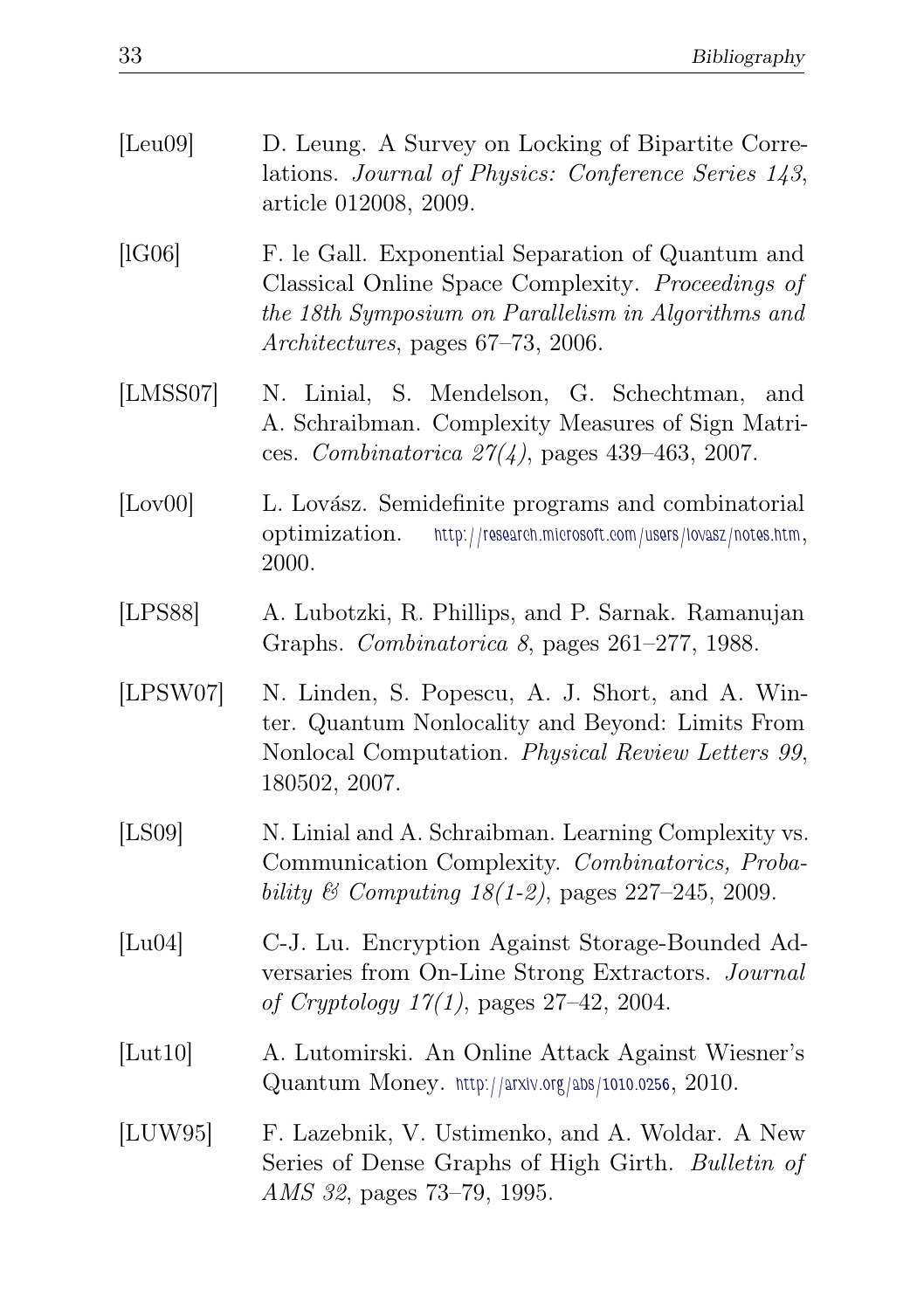[Leu09] D. Leung. A Survey on Locking of Bipartite Correlations. *Journal of Physics: Conference Series 143*, article 012008, 2009.

[lG06] F. le Gall. Exponential Separation of Quantum and Classical Online Space Complexity. *Proceedings of the 18th Symposium on Parallelism in Algorithms and Architectures*, pages 67–73, 2006.

[LMSS07] N. Linial, S. Mendelson, G. Schechtman, and A. Schraibman. Complexity Measures of Sign Matrices. *Combinatorica 27(4)*, pages 439–463, 2007.

[Lov00] L. Lovász. Semidefinite programs and combinatorial optimization. http://research.microsoft.com/users/lovasz/notes.htm, 2000.

[LPS88] A. Lubotzki, R. Phillips, and P. Sarnak. Ramanujan Graphs. *Combinatorica 8*, pages 261–277, 1988.

[LPSW07] N. Linden, S. Popescu, A. J. Short, and A. Winter. Quantum Nonlocality and Beyond: Limits From Nonlocal Computation. *Physical Review Letters 99*, 180502, 2007.

[LS09] N. Linial and A. Schraibman. Learning Complexity vs. Communication Complexity. *Combinatorics, Probability & Computing 18(1-2)*, pages 227–245, 2009.

[Lu04] C-J. Lu. Encryption Against Storage-Bounded Adversaries from On-Line Strong Extractors. *Journal of Cryptology 17(1)*, pages 27–42, 2004.

[Lut10] A. Lutomirski. An Online Attack Against Wiesner's Quantum Money. http://arxiv.org/abs/1010.0256, 2010.

[LUW95] F. Lazebnik, V. Ustimenko, and A. Woldar. A New Series of Dense Graphs of High Girth. *Bulletin of AMS 32*, pages 73–79, 1995.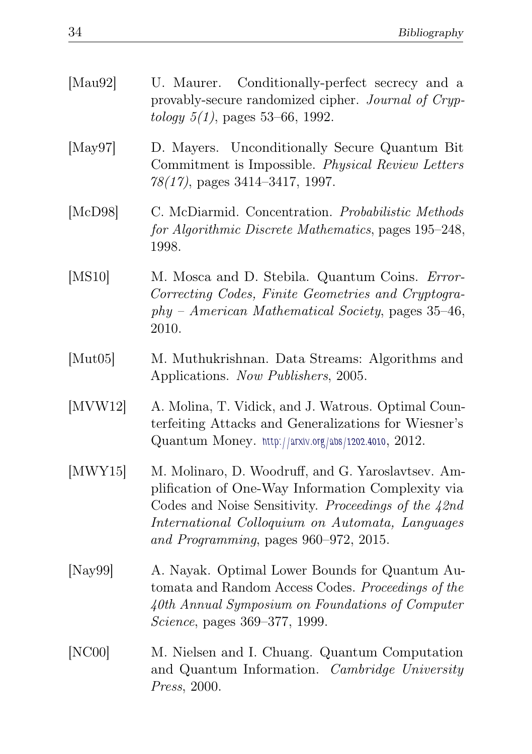[Mau92] U. Maurer. Conditionally-perfect secrecy and a provably-secure randomized cipher. *Journal of Cryptology 5(1)*, pages 53–66, 1992.

[May97] D. Mayers. Unconditionally Secure Quantum Bit Commitment is Impossible. *Physical Review Letters 78(17)*, pages 3414–3417, 1997.

[McD98] C. McDiarmid. Concentration. *Probabilistic Methods for Algorithmic Discrete Mathematics*, pages 195–248, 1998.

[MS10] M. Mosca and D. Stebila. Quantum Coins. *Error-Correcting Codes, Finite Geometries and Cryptography – American Mathematical Society*, pages 35–46, 2010.

[Mut05] M. Muthukrishnan. Data Streams: Algorithms and Applications. *Now Publishers*, 2005.

[MVW12] A. Molina, T. Vidick, and J. Watrous. Optimal Counterfeiting Attacks and Generalizations for Wiesner's Quantum Money. http://arxiv.org/abs/1202.4010, 2012.

[MWY15] M. Molinaro, D. Woodruff, and G. Yaroslavtsev. Amplification of One-Way Information Complexity via Codes and Noise Sensitivity. *Proceedings of the 42nd International Colloquium on Automata, Languages and Programming*, pages 960–972, 2015.

[Nay99] A. Nayak. Optimal Lower Bounds for Quantum Automata and Random Access Codes. *Proceedings of the 40th Annual Symposium on Foundations of Computer Science*, pages 369–377, 1999.

[NC00] M. Nielsen and I. Chuang. Quantum Computation and Quantum Information. *Cambridge University Press*, 2000.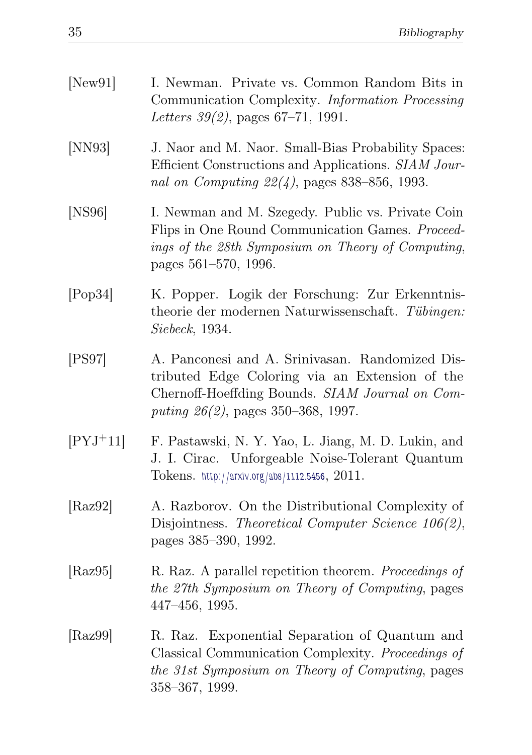[New91] I. Newman. Private vs. Common Random Bits in Communication Complexity. *Information Processing Letters 39(2)*, pages 67–71, 1991.

[NN93] J. Naor and M. Naor. Small-Bias Probability Spaces: Efficient Constructions and Applications. *SIAM Journal on Computing 22(4)*, pages 838–856, 1993.

[NS96] I. Newman and M. Szegedy. Public vs. Private Coin Flips in One Round Communication Games. *Proceedings of the 28th Symposium on Theory of Computing*, pages 561–570, 1996.

[Pop34] K. Popper. Logik der Forschung: Zur Erkenntnistheorie der modernen Naturwissenschaft. *Tübingen: Siebeck*, 1934.

[PS97] A. Panconesi and A. Srinivasan. Randomized Distributed Edge Coloring via an Extension of the Chernoff-Hoeffding Bounds. *SIAM Journal on Computing 26(2)*, pages 350–368, 1997.

[PYJ+11] F. Pastawski, N. Y. Yao, L. Jiang, M. D. Lukin, and J. I. Cirac. Unforgeable Noise-Tolerant Quantum Tokens. http://arxiv.org/abs/1112.5456, 2011.

[Raz92] A. Razborov. On the Distributional Complexity of Disjointness. *Theoretical Computer Science 106(2)*, pages 385–390, 1992.

[Raz95] R. Raz. A parallel repetition theorem. *Proceedings of the 27th Symposium on Theory of Computing*, pages 447–456, 1995.

[Raz99] R. Raz. Exponential Separation of Quantum and Classical Communication Complexity. *Proceedings of the 31st Symposium on Theory of Computing*, pages 358–367, 1999.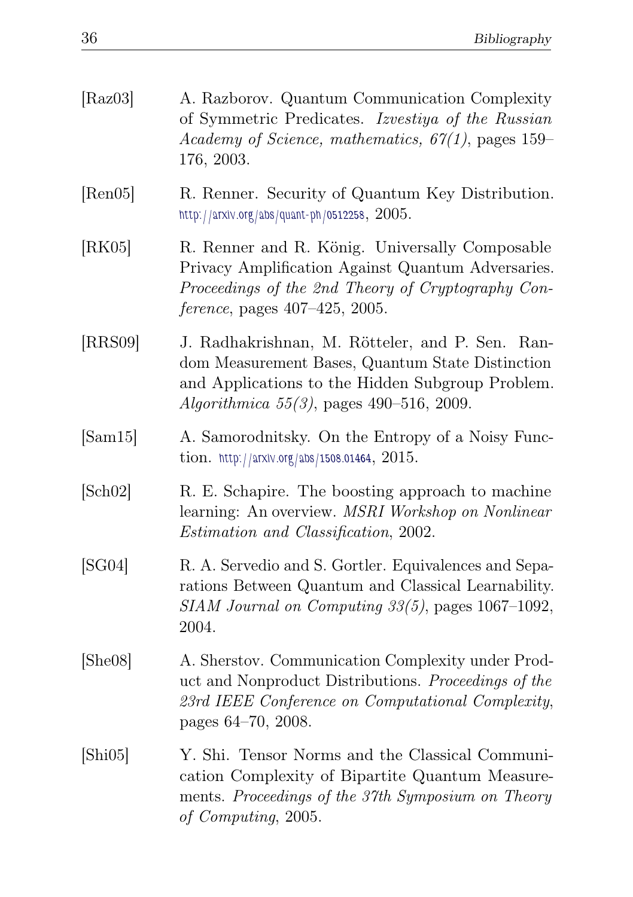[Raz03] A. Razborov. Quantum Communication Complexity of Symmetric Predicates. *Izvestiya of the Russian Academy of Science, mathematics, 67(1)*, pages 159–176, 2003.

[Ren05] R. Renner. Security of Quantum Key Distribution. http://arxiv.org/abs/quant-ph/0512258, 2005.

[RK05] R. Renner and R. König. Universally Composable Privacy Amplification Against Quantum Adversaries. *Proceedings of the 2nd Theory of Cryptography Conference*, pages 407–425, 2005.

[RRS09] J. Radhakrishnan, M. Rötteler, and P. Sen. Random Measurement Bases, Quantum State Distinction and Applications to the Hidden Subgroup Problem. *Algorithmica 55(3)*, pages 490–516, 2009.

[Sam15] A. Samorodnitsky. On the Entropy of a Noisy Function. http://arxiv.org/abs/1508.01464, 2015.

[Sch02] R. E. Schapire. The boosting approach to machine learning: An overview. *MSRI Workshop on Nonlinear Estimation and Classification*, 2002.

[SG04] R. A. Servedio and S. Gortler. Equivalences and Separations Between Quantum and Classical Learnability. *SIAM Journal on Computing 33(5)*, pages 1067–1092, 2004.

[She08] A. Sherstov. Communication Complexity under Product and Nonproduct Distributions. *Proceedings of the 23rd IEEE Conference on Computational Complexity*, pages 64–70, 2008.

[Shi05] Y. Shi. Tensor Norms and the Classical Communication Complexity of Bipartite Quantum Measurements. *Proceedings of the 37th Symposium on Theory of Computing*, 2005.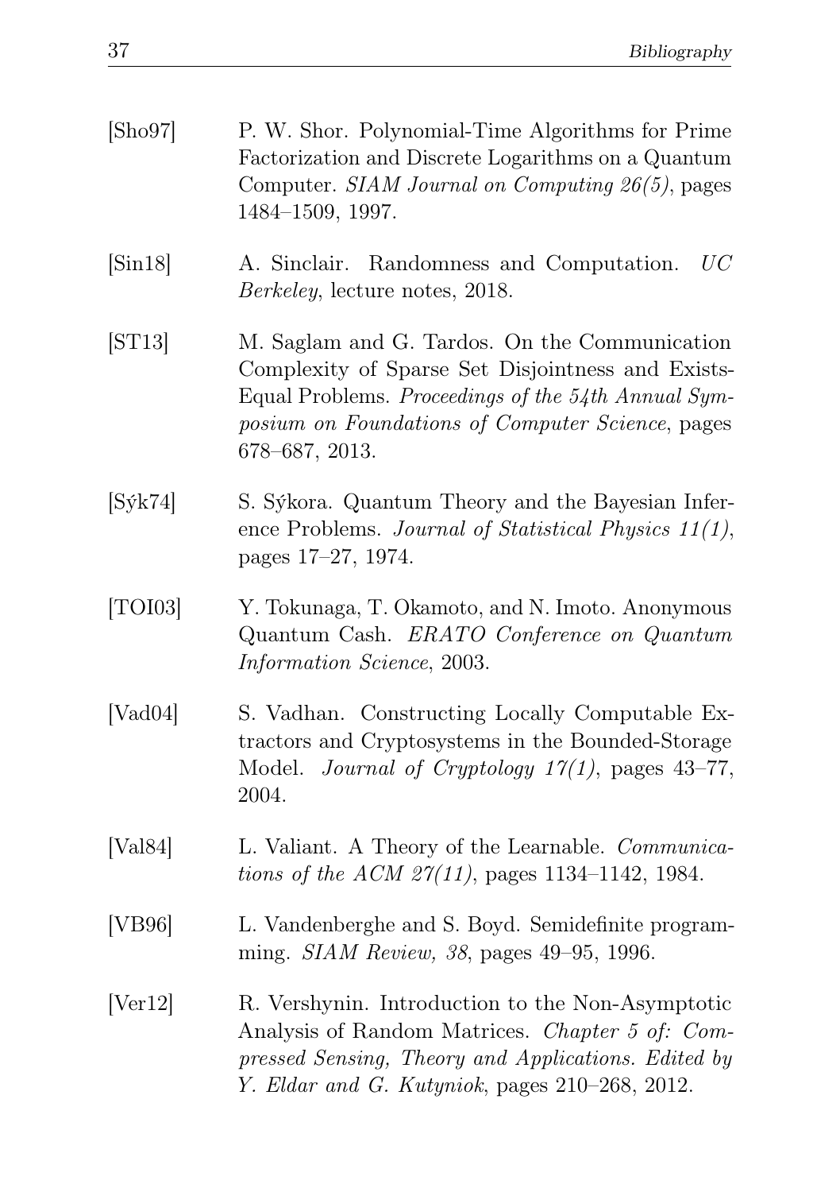[Sho97] P. W. Shor. Polynomial-Time Algorithms for Prime Factorization and Discrete Logarithms on a Quantum Computer. *SIAM Journal on Computing 26(5)*, pages 1484–1509, 1997.

[Sin18] A. Sinclair. Randomness and Computation. *UC Berkeley*, lecture notes, 2018.

[ST13] M. Saglam and G. Tardos. On the Communication Complexity of Sparse Set Disjointness and Exists-Equal Problems. *Proceedings of the 54th Annual Symposium on Foundations of Computer Science*, pages 678–687, 2013.

[Sýk74] S. Sýkora. Quantum Theory and the Bayesian Inference Problems. *Journal of Statistical Physics 11(1)*, pages 17–27, 1974.

[TOI03] Y. Tokunaga, T. Okamoto, and N. Imoto. Anonymous Quantum Cash. *ERATO Conference on Quantum Information Science*, 2003.

[Vad04] S. Vadhan. Constructing Locally Computable Extractors and Cryptosystems in the Bounded-Storage Model. *Journal of Cryptology 17(1)*, pages 43–77, 2004.

[Val84] L. Valiant. A Theory of the Learnable. *Communications of the ACM 27(11)*, pages 1134–1142, 1984.

[VB96] L. Vandenberghe and S. Boyd. Semidefinite programming. *SIAM Review, 38*, pages 49–95, 1996.

[Ver12] R. Vershynin. Introduction to the Non-Asymptotic Analysis of Random Matrices. *Chapter 5 of: Compressed Sensing, Theory and Applications. Edited by Y. Eldar and G. Kutyniok*, pages 210–268, 2012.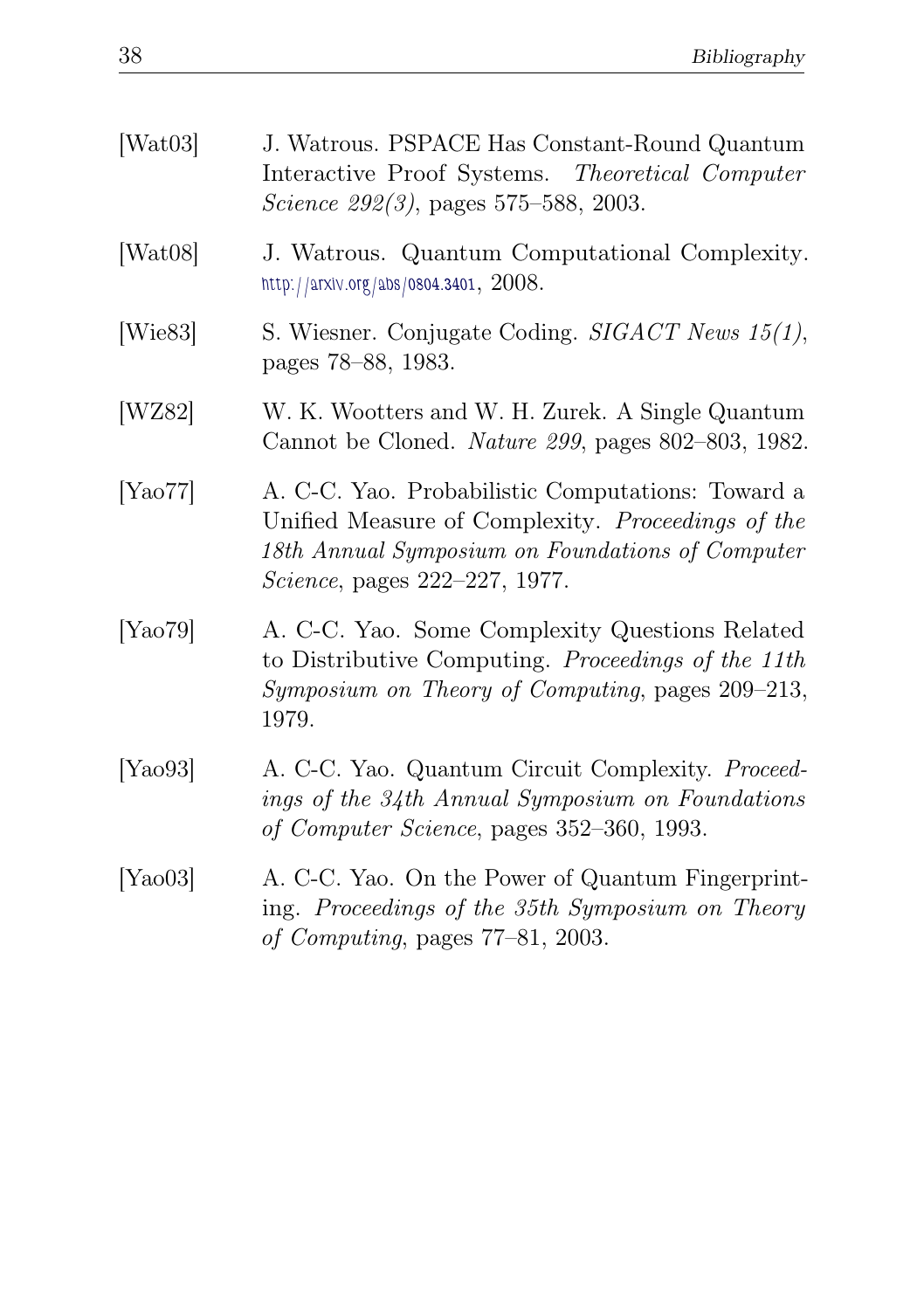[Wat03] J. Watrous. PSPACE Has Constant-Round Quantum Interactive Proof Systems. *Theoretical Computer Science 292(3)*, pages 575–588, 2003.

[Wat08] J. Watrous. Quantum Computational Complexity. http://arxiv.org/abs/0804.3401, 2008.

[Wie83] S. Wiesner. Conjugate Coding. *SIGACT News 15(1)*, pages 78–88, 1983.

[WZ82] W. K. Wootters and W. H. Zurek. A Single Quantum Cannot be Cloned. *Nature 299*, pages 802–803, 1982.

[Yao77] A. C-C. Yao. Probabilistic Computations: Toward a Unified Measure of Complexity. *Proceedings of the 18th Annual Symposium on Foundations of Computer Science*, pages 222–227, 1977.

[Yao79] A. C-C. Yao. Some Complexity Questions Related to Distributive Computing. *Proceedings of the 11th Symposium on Theory of Computing*, pages 209–213, 1979.

[Yao93] A. C-C. Yao. Quantum Circuit Complexity. *Proceedings of the 34th Annual Symposium on Foundations of Computer Science*, pages 352–360, 1993.

[Yao03] A. C-C. Yao. On the Power of Quantum Fingerprinting. *Proceedings of the 35th Symposium on Theory of Computing*, pages 77–81, 2003.